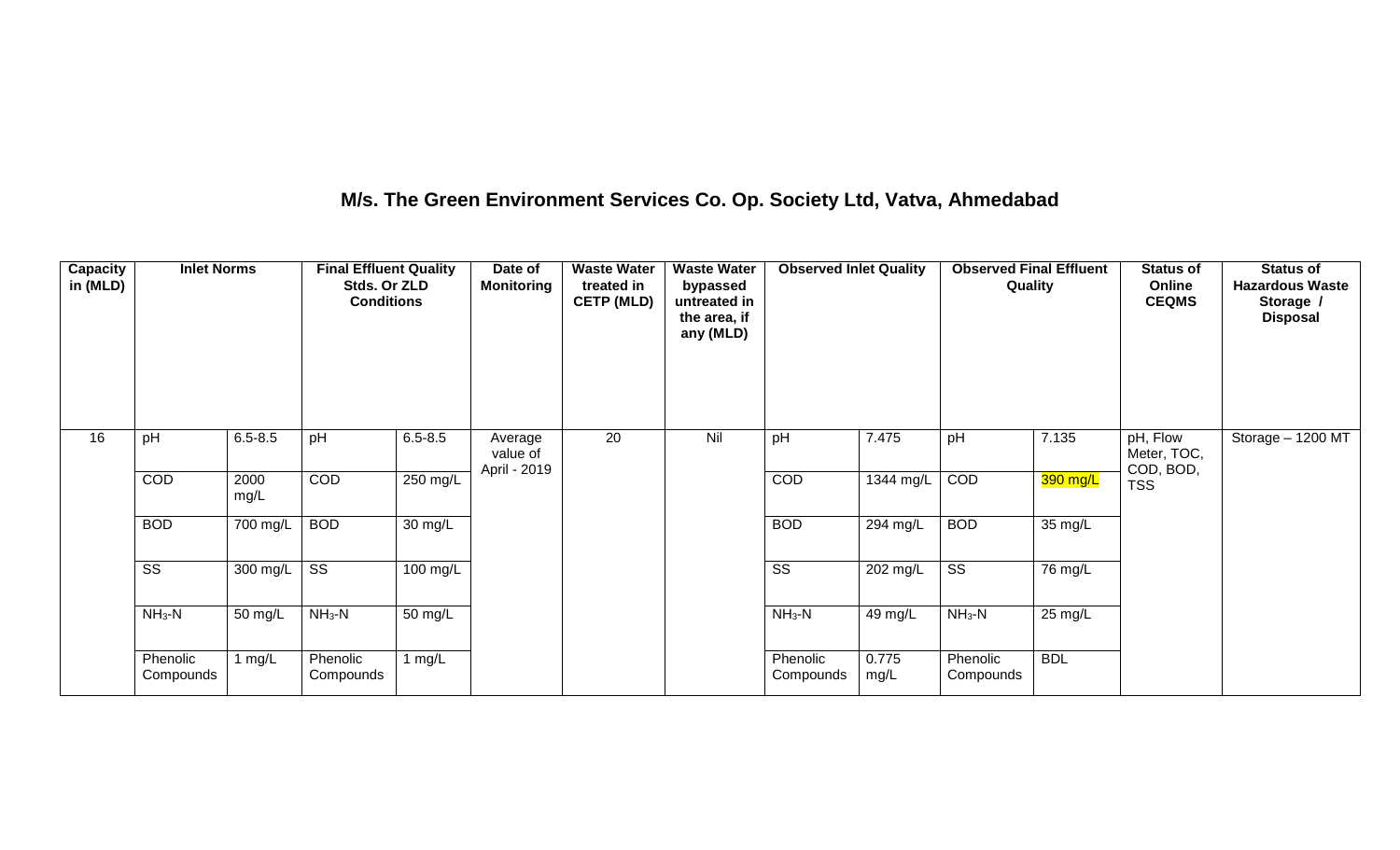## M/s. The Green Environment Services Co. Op. Society Ltd, Vatva, Ahmedabad

| Capacity in (MLD) | Inlet Norms | | Final Effluent Quality Stds. Or ZLD Conditions | | Date of Monitoring | Waste Water treated in CETP (MLD) | Waste Water bypassed untreated in the area, if any (MLD) | Observed Inlet Quality | | Observed Final Effluent Quality | | Status of Online CEQMS | Status of Hazardous Waste Storage / Disposal |
|---|---|---|---|---|---|---|---|---|---|---|---|---|---|
| 16 | pH | 6.5-8.5 | pH | 6.5-8.5 | Average value of April - 2019 | 20 | Nil | pH | 7.475 | pH | 7.135 | pH, Flow Meter, TOC, COD, BOD, TSS | Storage – 1200 MT |
| | COD | 2000 mg/L | COD | 250 mg/L | | | | COD | 1344 mg/L | COD | 390 mg/L | | |
| | BOD | 700 mg/L | BOD | 30 mg/L | | | | BOD | 294 mg/L | BOD | 35 mg/L | | |
| | SS | 300 mg/L | SS | 100 mg/L | | | | SS | 202 mg/L | SS | 76 mg/L | | |
| | $NH_3$-N | 50 mg/L | $NH_3$-N | 50 mg/L | | | | $NH_3$-N | 49 mg/L | $NH_3$-N | 25 mg/L | | |
| | Phenolic Compounds | 1 mg/L | Phenolic Compounds | 1 mg/L | | | | Phenolic Compounds | 0.775 mg/L | Phenolic Compounds | BDL | | |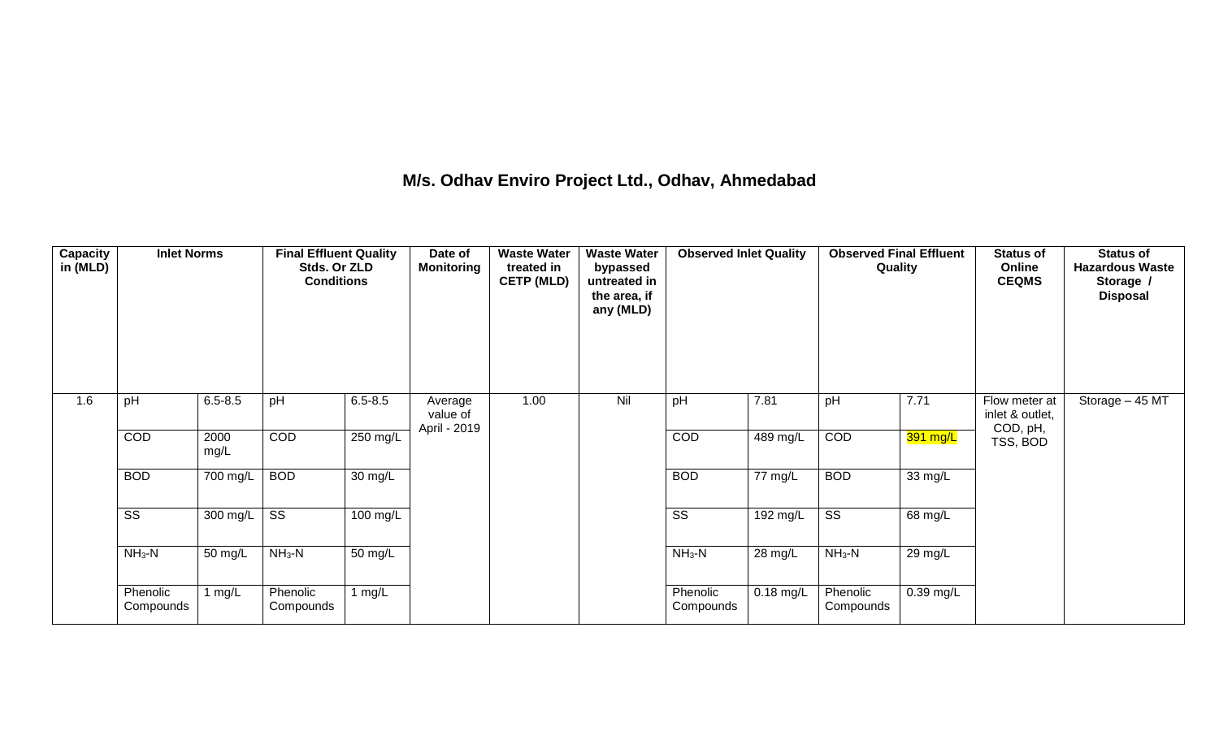# M/s. Odhav Enviro Project Ltd., Odhav, Ahmedabad

| Capacity in (MLD) | Inlet Norms | | Final Effluent Quality Stds. Or ZLD Conditions | | Date of Monitoring | Waste Water treated in CETP (MLD) | Waste Water bypassed untreated in the area, if any (MLD) | Observed Inlet Quality | | Observed Final Effluent Quality | | Status of Online CEQMS | Status of Hazardous Waste Storage / Disposal |
|---|---|---|---|---|---|---|---|---|---|---|---|---|---|
| 1.6 | pH | 6.5-8.5 | pH | 6.5-8.5 | Average value of April - 2019 | 1.00 | Nil | pH | 7.81 | pH | 7.71 | Flow meter at inlet & outlet, COD, pH, TSS, BOD | Storage – 45 MT |
| | COD | 2000 mg/L | COD | 250 mg/L | | | | COD | 489 mg/L | COD | 391 mg/L | | |
| | BOD | 700 mg/L | BOD | 30 mg/L | | | | BOD | 77 mg/L | BOD | 33 mg/L | | |
| | SS | 300 mg/L | SS | 100 mg/L | | | | SS | 192 mg/L | SS | 68 mg/L | | |
| | $NH_3$-N | 50 mg/L | $NH_3$-N | 50 mg/L | | | | $NH_3$-N | 28 mg/L | $NH_3$-N | 29 mg/L | | |
| | Phenolic Compounds | 1 mg/L | Phenolic Compounds | 1 mg/L | | | | Phenolic Compounds | 0.18 mg/L | Phenolic Compounds | 0.39 mg/L | | |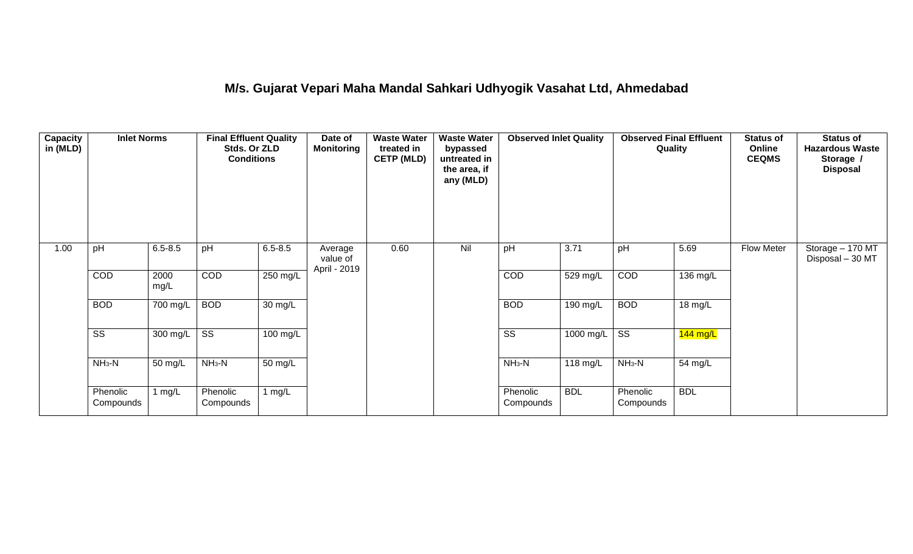## M/s. Gujarat Vepari Maha Mandal Sahkari Udhyogik Vasahat Ltd, Ahmedabad

| Capacity in (MLD) | Inlet Norms | | Final Effluent Quality Stds. Or ZLD Conditions | | Date of Monitoring | Waste Water treated in CETP (MLD) | Waste Water bypassed untreated in the area, if any (MLD) | Observed Inlet Quality | | Observed Final Effluent Quality | | Status of Online CEQMS | Status of Hazardous Waste Storage / Disposal |
|---|---|---|---|---|---|---|---|---|---|---|---|---|---|
| 1.00 | pH | 6.5-8.5 | pH | 6.5-8.5 | Average value of April - 2019 | 0.60 | Nil | pH | 3.71 | pH | 5.69 | Flow Meter | Storage – 170 MT Disposal – 30 MT |
| | COD | 2000 mg/L | COD | 250 mg/L | | | | COD | 529 mg/L | COD | 136 mg/L | | |
| | BOD | 700 mg/L | BOD | 30 mg/L | | | | BOD | 190 mg/L | BOD | 18 mg/L | | |
| | SS | 300 mg/L | SS | 100 mg/L | | | | SS | 1000 mg/L | SS | 144 mg/L | | |
| | $NH_3$-N | 50 mg/L | $NH_3$-N | 50 mg/L | | | | $NH_3$-N | 118 mg/L | $NH_3$-N | 54 mg/L | | |
| | Phenolic Compounds | 1 mg/L | Phenolic Compounds | 1 mg/L | | | | Phenolic Compounds | BDL | Phenolic Compounds | BDL | | |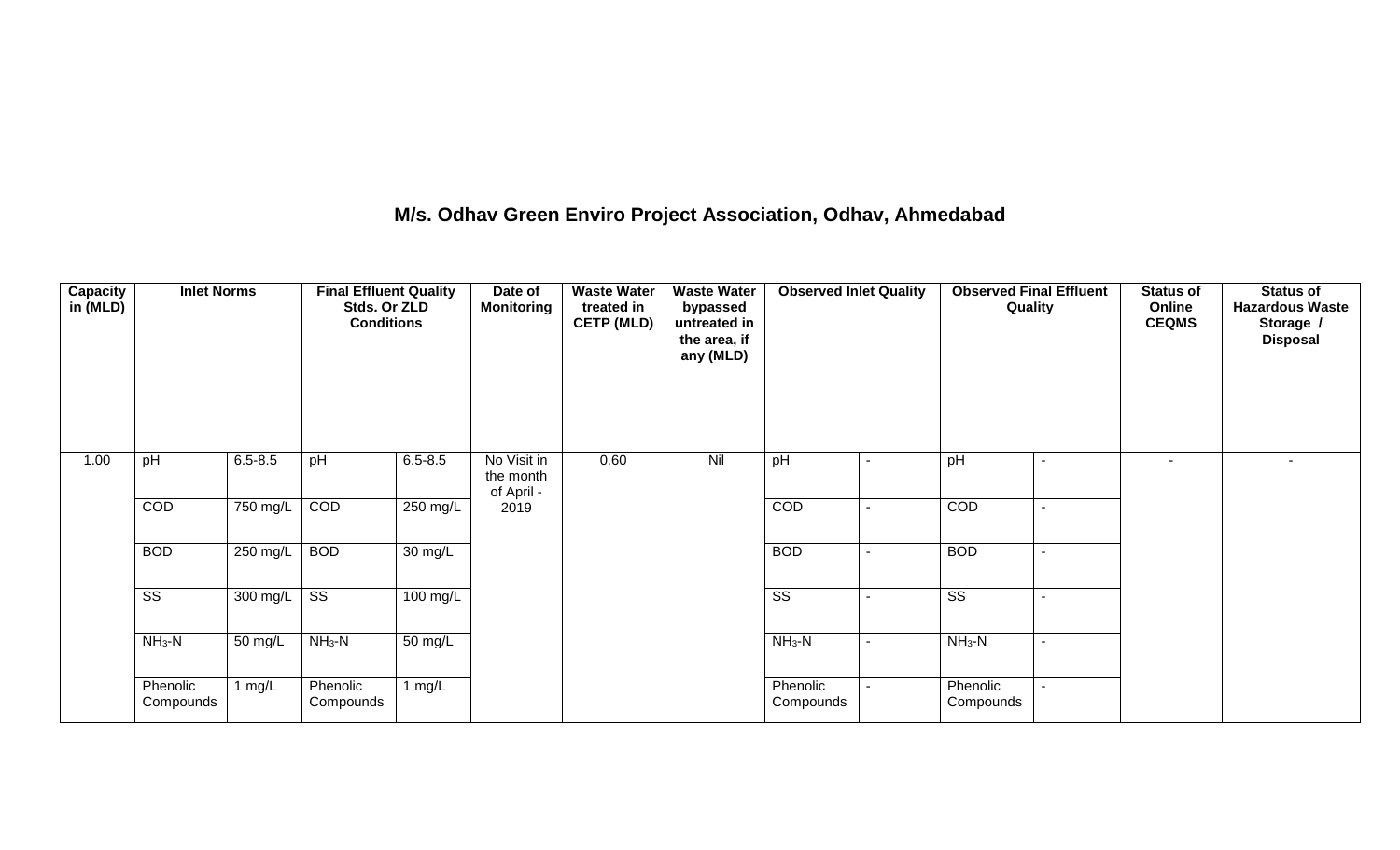## M/s. Odhav Green Enviro Project Association, Odhav, Ahmedabad

| Capacity in (MLD) | Inlet Norms | | Final Effluent Quality Stds. Or ZLD Conditions | | Date of Monitoring | Waste Water treated in CETP (MLD) | Waste Water bypassed untreated in the area, if any (MLD) | Observed Inlet Quality | | Observed Final Effluent Quality | | Status of Online CEQMS | Status of Hazardous Waste Storage / Disposal |
|---|---|---|---|---|---|---|---|---|---|---|---|---|---|
| 1.00 | pH | 6.5-8.5 | pH | 6.5-8.5 | No Visit in the month of April - 2019 | 0.60 | Nil | pH | - | pH | - | - | - |
| | COD | 750 mg/L | COD | 250 mg/L | | | | COD | - | COD | - | | |
| | BOD | 250 mg/L | BOD | 30 mg/L | | | | BOD | - | BOD | - | | |
| | SS | 300 mg/L | SS | 100 mg/L | | | | SS | - | SS | - | | |
| | $NH_3$-N | 50 mg/L | $NH_3$-N | 50 mg/L | | | | $NH_3$-N | - | $NH_3$-N | - | | |
| | Phenolic Compounds | 1 mg/L | Phenolic Compounds | 1 mg/L | | | | Phenolic Compounds | - | Phenolic Compounds | - | | |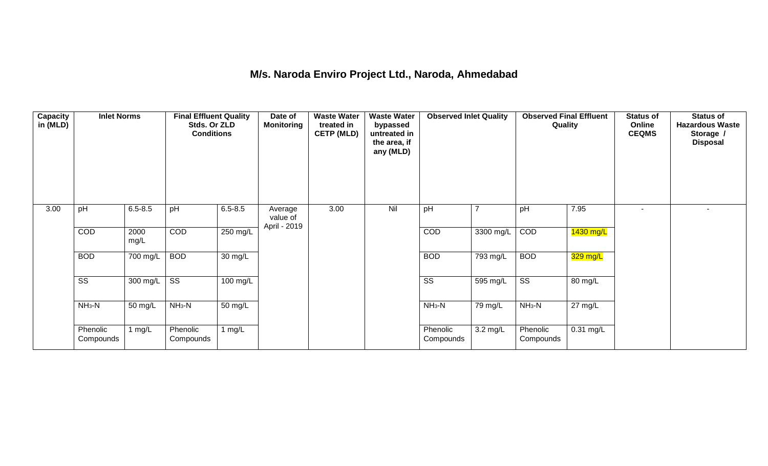# M/s. Naroda Enviro Project Ltd., Naroda, Ahmedabad

| Capacity in (MLD) | Inlet Norms | | Final Effluent Quality Stds. Or ZLD Conditions | | Date of Monitoring | Waste Water treated in CETP (MLD) | Waste Water bypassed untreated in the area, if any (MLD) | Observed Inlet Quality | | Observed Final Effluent Quality | | Status of Online CEQMS | Status of Hazardous Waste Storage / Disposal |
|---|---|---|---|---|---|---|---|---|---|---|---|---|---|
| 3.00 | pH | 6.5-8.5 | pH | 6.5-8.5 | Average value of April - 2019 | 3.00 | Nil | pH | 7 | pH | 7.95 | - | - |
| | COD | 2000 mg/L | COD | 250 mg/L | | | | COD | 3300 mg/L | COD | 1430 mg/L | | |
| | BOD | 700 mg/L | BOD | 30 mg/L | | | | BOD | 793 mg/L | BOD | 329 mg/L | | |
| | SS | 300 mg/L | SS | 100 mg/L | | | | SS | 595 mg/L | SS | 80 mg/L | | |
| | $NH_3$-N | 50 mg/L | $NH_3$-N | 50 mg/L | | | | $NH_3$-N | 79 mg/L | $NH_3$-N | 27 mg/L | | |
| | Phenolic Compounds | 1 mg/L | Phenolic Compounds | 1 mg/L | | | | Phenolic Compounds | 3.2 mg/L | Phenolic Compounds | 0.31 mg/L | | |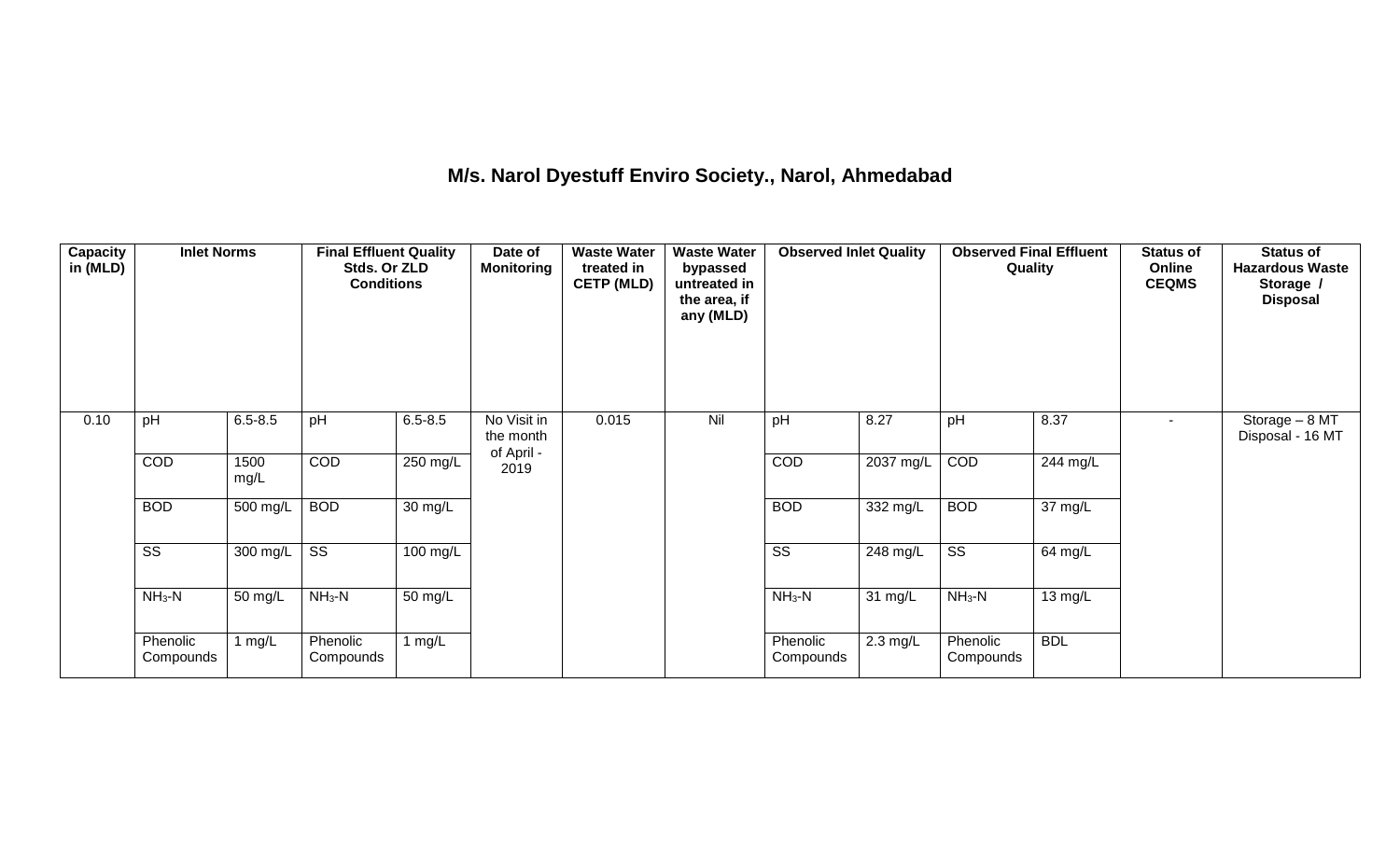# M/s. Narol Dyestuff Enviro Society., Narol, Ahmedabad

| Capacity in (MLD) | Inlet Norms | | Final Effluent Quality Stds. Or ZLD Conditions | | Date of Monitoring | Waste Water treated in CETP (MLD) | Waste Water bypassed untreated in the area, if any (MLD) | Observed Inlet Quality | | Observed Final Effluent Quality | | Status of Online CEQMS | Status of Hazardous Waste Storage / Disposal |
|---|---|---|---|---|---|---|---|---|---|---|---|---|---|
| 0.10 | pH | 6.5-8.5 | pH | 6.5-8.5 | No Visit in the month of April - 2019 | 0.015 | Nil | pH | 8.27 | pH | 8.37 | - | Storage – 8 MT Disposal - 16 MT |
| | COD | 1500 mg/L | COD | 250 mg/L | | | | COD | 2037 mg/L | COD | 244 mg/L | | |
| | BOD | 500 mg/L | BOD | 30 mg/L | | | | BOD | 332 mg/L | BOD | 37 mg/L | | |
| | SS | 300 mg/L | SS | 100 mg/L | | | | SS | 248 mg/L | SS | 64 mg/L | | |
| | $NH_3$-N | 50 mg/L | $NH_3$-N | 50 mg/L | | | | $NH_3$-N | 31 mg/L | $NH_3$-N | 13 mg/L | | |
| | Phenolic Compounds | 1 mg/L | Phenolic Compounds | 1 mg/L | | | | Phenolic Compounds | 2.3 mg/L | Phenolic Compounds | BDL | | |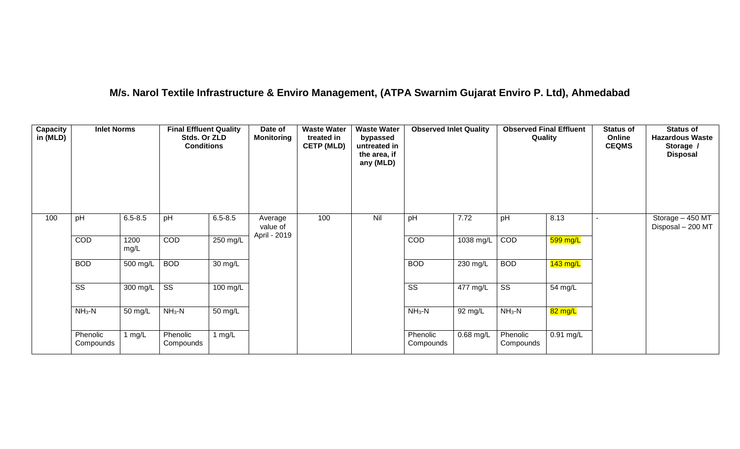## M/s. Narol Textile Infrastructure & Enviro Management, (ATPA Swarnim Gujarat Enviro P. Ltd), Ahmedabad

| Capacity in (MLD) | Inlet Norms | | Final Effluent Quality Stds. Or ZLD Conditions | | Date of Monitoring | Waste Water treated in CETP (MLD) | Waste Water bypassed untreated in the area, if any (MLD) | Observed Inlet Quality | | Observed Final Effluent Quality | | Status of Online CEQMS | Status of Hazardous Waste Storage / Disposal |
|---|---|---|---|---|---|---|---|---|---|---|---|---|---|
| 100 | pH | 6.5-8.5 | pH | 6.5-8.5 | Average value of April - 2019 | 100 | Nil | pH | 7.72 | pH | 8.13 | - | Storage – 450 MT Disposal – 200 MT |
| | COD | 1200 mg/L | COD | 250 mg/L | | | | COD | 1038 mg/L | COD | 599 mg/L | | |
| | BOD | 500 mg/L | BOD | 30 mg/L | | | | BOD | 230 mg/L | BOD | 143 mg/L | | |
| | SS | 300 mg/L | SS | 100 mg/L | | | | SS | 477 mg/L | SS | 54 mg/L | | |
| | $NH_3$-N | 50 mg/L | $NH_3$-N | 50 mg/L | | | | $NH_3$-N | 92 mg/L | $NH_3$-N | 82 mg/L | | |
| | Phenolic Compounds | 1 mg/L | Phenolic Compounds | 1 mg/L | | | | Phenolic Compounds | 0.68 mg/L | Phenolic Compounds | 0.91 mg/L | | |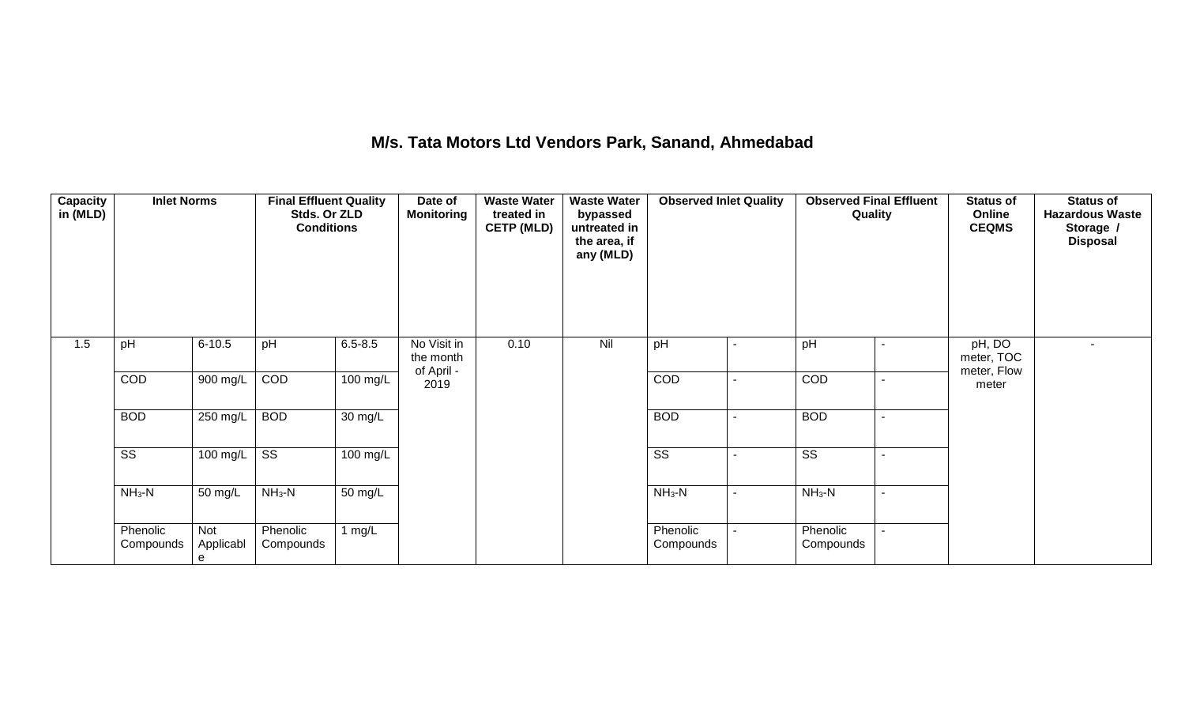# M/s. Tata Motors Ltd Vendors Park, Sanand, Ahmedabad

| Capacity in (MLD) | Inlet Norms | | Final Effluent Quality Stds. Or ZLD Conditions | | Date of Monitoring | Waste Water treated in CETP (MLD) | Waste Water bypassed untreated in the area, if any (MLD) | Observed Inlet Quality | | Observed Final Effluent Quality | | Status of Online CEQMS | Status of Hazardous Waste Storage / Disposal |
|---|---|---|---|---|---|---|---|---|---|---|---|---|---|
| 1.5 | pH | 6-10.5 | pH | 6.5-8.5 | No Visit in the month of April - 2019 | 0.10 | Nil | pH | - | pH | - | pH, DO meter, TOC meter, Flow meter | - |
| | COD | 900 mg/L | COD | 100 mg/L | | | | COD | - | COD | - | | |
| | BOD | 250 mg/L | BOD | 30 mg/L | | | | BOD | - | BOD | - | | |
| | SS | 100 mg/L | SS | 100 mg/L | | | | SS | - | SS | - | | |
| | $NH_3$-N | 50 mg/L | $NH_3$-N | 50 mg/L | | | | $NH_3$-N | - | $NH_3$-N | - | | |
| | Phenolic Compounds | Not Applicable | Phenolic Compounds | 1 mg/L | | | | Phenolic Compounds | - | Phenolic Compounds | - | | |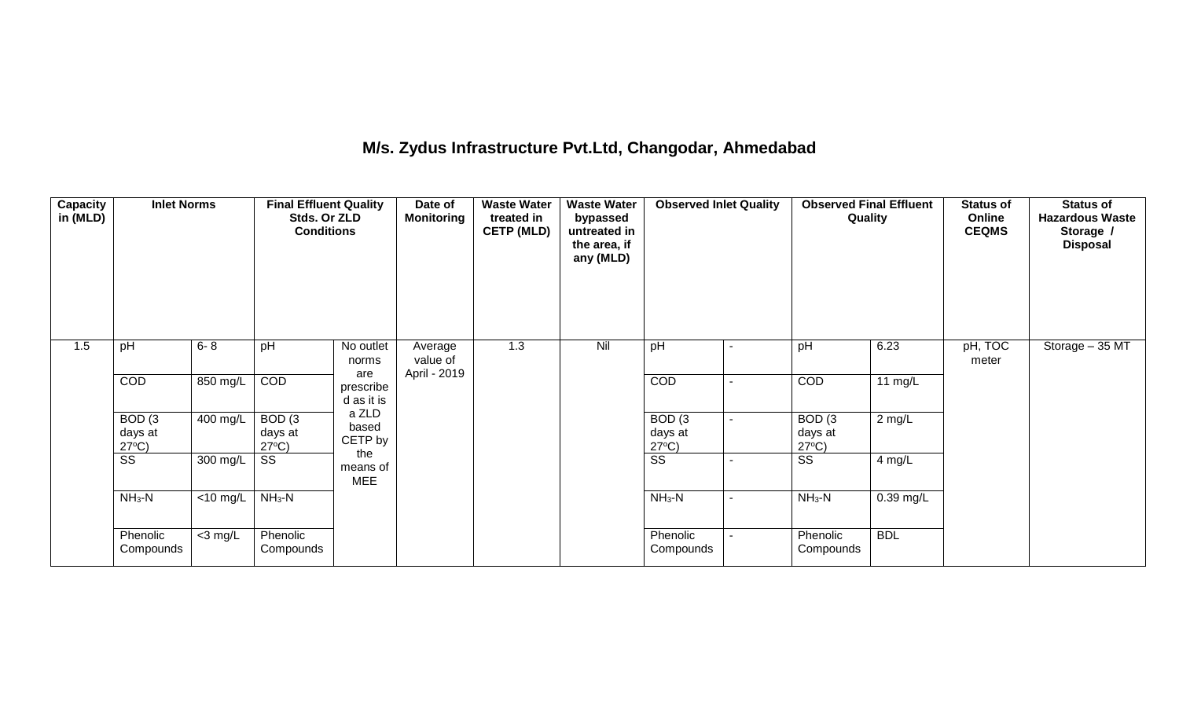## M/s. Zydus Infrastructure Pvt.Ltd, Changodar, Ahmedabad

| Capacity in (MLD) | Inlet Norms | | Final Effluent Quality Stds. Or ZLD Conditions | | Date of Monitoring | Waste Water treated in CETP (MLD) | Waste Water bypassed untreated in the area, if any (MLD) | Observed Inlet Quality | | Observed Final Effluent Quality | | Status of Online CEQMS | Status of Hazardous Waste Storage / Disposal |
|---|---|---|---|---|---|---|---|---|---|---|---|---|---|
| 1.5 | pH | 6- 8 | pH | No outlet norms are prescribed as it is a ZLD based CETP by the means of MEE | Average value of April - 2019 | 1.3 | Nil | pH | - | pH | 6.23 | pH, TOC meter | Storage – 35 MT |
| | COD | 850 mg/L | COD | | | | | COD | - | COD | 11 mg/L | | |
| | BOD (3 days at 27°C) | 400 mg/L | BOD (3 days at 27°C) | | | | | BOD (3 days at 27°C) | - | BOD (3 days at 27°C) | 2 mg/L | | |
| | SS | 300 mg/L | SS | | | | | SS | - | SS | 4 mg/L | | |
| | $NH_3$-N | <10 mg/L | $NH_3$-N | | | | | $NH_3$-N | - | $NH_3$-N | 0.39 mg/L | | |
| | Phenolic Compounds | <3 mg/L | Phenolic Compounds | | | | | Phenolic Compounds | - | Phenolic Compounds | BDL | | |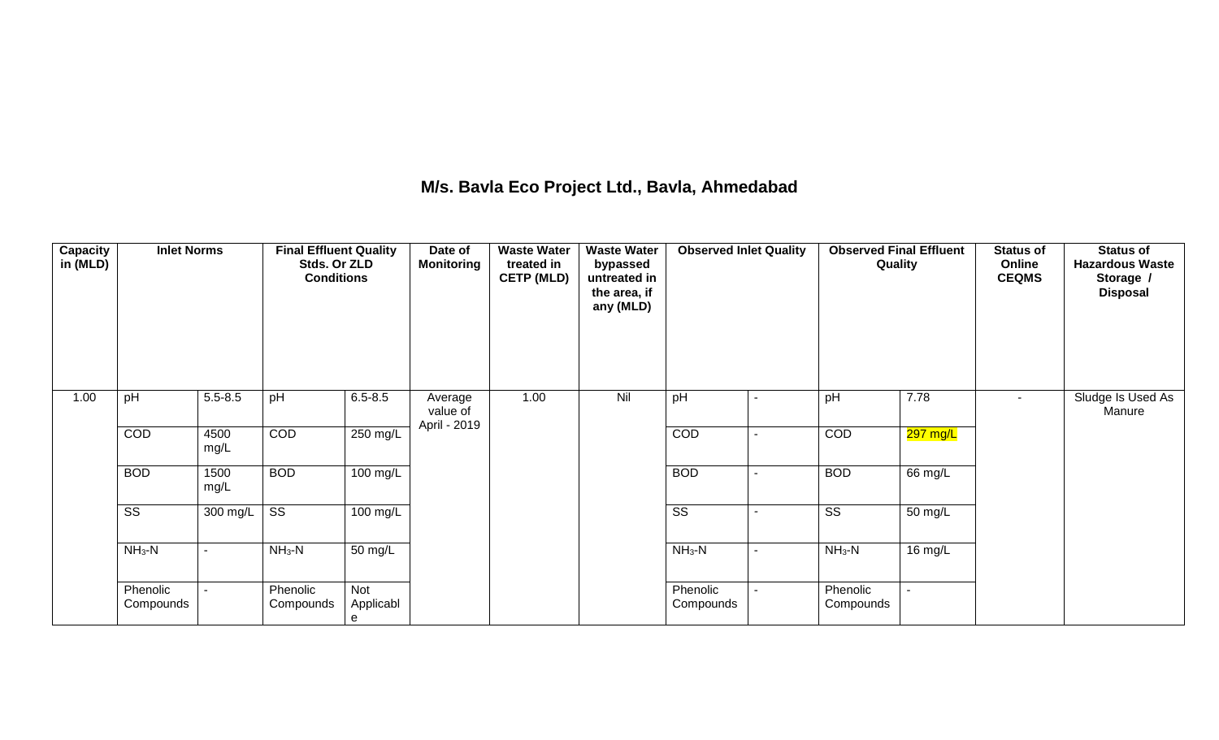## M/s. Bavla Eco Project Ltd., Bavla, Ahmedabad

| Capacity in (MLD) | Inlet Norms | | Final Effluent Quality Stds. Or ZLD Conditions | | Date of Monitoring | Waste Water treated in CETP (MLD) | Waste Water bypassed untreated in the area, if any (MLD) | Observed Inlet Quality | | Observed Final Effluent Quality | | Status of Online CEQMS | Status of Hazardous Waste Storage / Disposal |
|---|---|---|---|---|---|---|---|---|---|---|---|---|---|
| 1.00 | pH | 5.5-8.5 | pH | 6.5-8.5 | Average value of April - 2019 | 1.00 | Nil | pH | - | pH | 7.78 | - | Sludge Is Used As Manure |
| | COD | 4500 mg/L | COD | 250 mg/L | | | | COD | - | COD | 297 mg/L | | |
| | BOD | 1500 mg/L | BOD | 100 mg/L | | | | BOD | - | BOD | 66 mg/L | | |
| | SS | 300 mg/L | SS | 100 mg/L | | | | SS | - | SS | 50 mg/L | | |
| | $NH_3$-N | - | $NH_3$-N | 50 mg/L | | | | $NH_3$-N | - | $NH_3$-N | 16 mg/L | | |
| | Phenolic Compounds | - | Phenolic Compounds | Not Applicable | | | | Phenolic Compounds | - | Phenolic Compounds | - | | |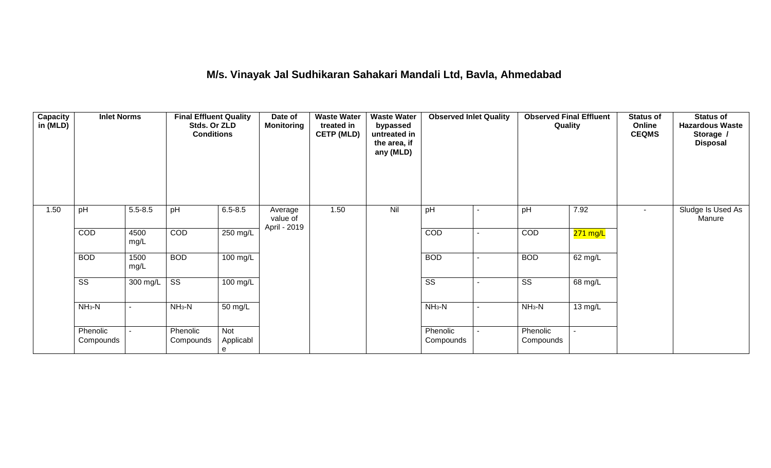# M/s. Vinayak Jal Sudhikaran Sahakari Mandali Ltd, Bavla, Ahmedabad

| Capacity in (MLD) | Inlet Norms | | Final Effluent Quality Stds. Or ZLD Conditions | | Date of Monitoring | Waste Water treated in CETP (MLD) | Waste Water bypassed untreated in the area, if any (MLD) | Observed Inlet Quality | | Observed Final Effluent Quality | | Status of Online CEQMS | Status of Hazardous Waste Storage / Disposal |
|---|---|---|---|---|---|---|---|---|---|---|---|---|---|
| 1.50 | pH | 5.5-8.5 | pH | 6.5-8.5 | Average value of April - 2019 | 1.50 | Nil | pH | - | pH | 7.92 | - | Sludge Is Used As Manure |
| | COD | 4500 mg/L | COD | 250 mg/L | | | | COD | - | COD | 271 mg/L | | |
| | BOD | 1500 mg/L | BOD | 100 mg/L | | | | BOD | - | BOD | 62 mg/L | | |
| | SS | 300 mg/L | SS | 100 mg/L | | | | SS | - | SS | 68 mg/L | | |
| | $NH_3$-N | - | $NH_3$-N | 50 mg/L | | | | $NH_3$-N | - | $NH_3$-N | 13 mg/L | | |
| | Phenolic Compounds | - | Phenolic Compounds | Not Applicable | | | | Phenolic Compounds | - | Phenolic Compounds | - | | |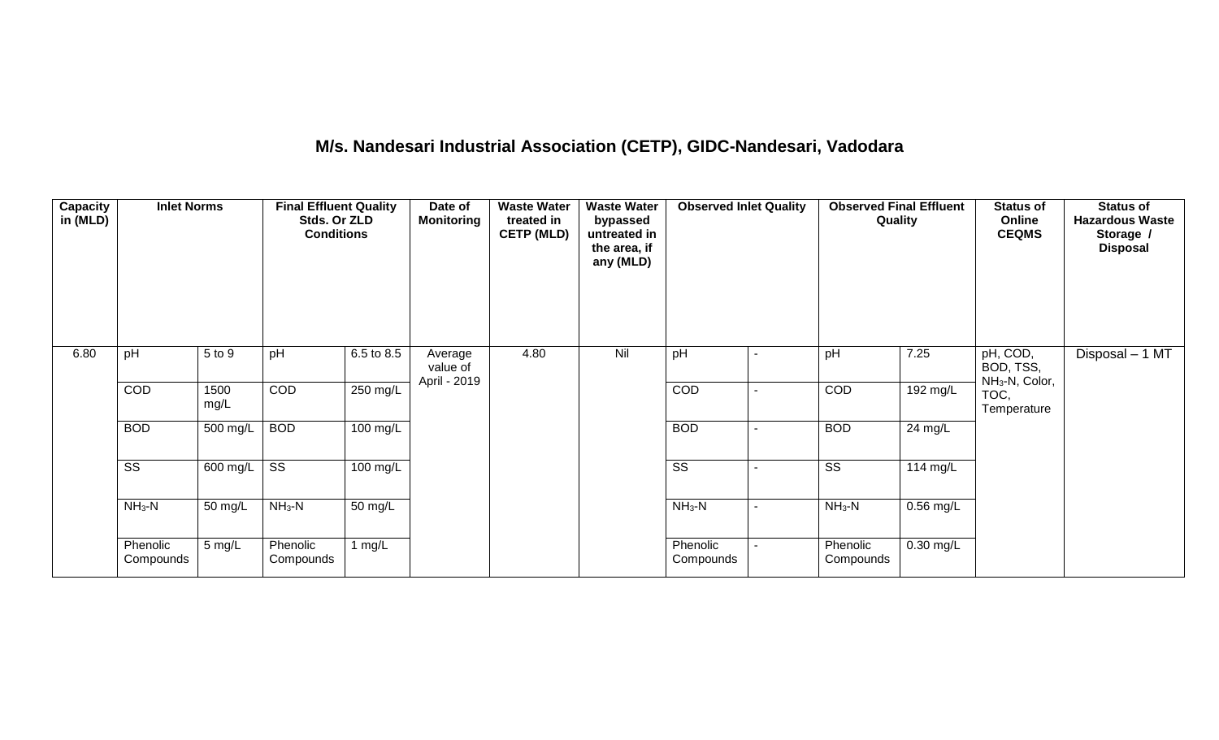## M/s. Nandesari Industrial Association (CETP), GIDC-Nandesari, Vadodara

| Capacity in (MLD) | Inlet Norms | | Final Effluent Quality Stds. Or ZLD Conditions | | Date of Monitoring | Waste Water treated in CETP (MLD) | Waste Water bypassed untreated in the area, if any (MLD) | Observed Inlet Quality | | Observed Final Effluent Quality | | Status of Online CEQMS | Status of Hazardous Waste Storage / Disposal |
|---|---|---|---|---|---|---|---|---|---|---|---|---|---|
| 6.80 | pH | 5 to 9 | pH | 6.5 to 8.5 | Average value of April - 2019 | 4.80 | Nil | pH | - | pH | 7.25 | pH, COD, BOD, TSS, $NH_3$-N, Color, TOC, Temperature | Disposal – 1 MT |
| | COD | 1500 mg/L | COD | 250 mg/L | | | | COD | - | COD | 192 mg/L | | |
| | BOD | 500 mg/L | BOD | 100 mg/L | | | | BOD | - | BOD | 24 mg/L | | |
| | SS | 600 mg/L | SS | 100 mg/L | | | | SS | - | SS | 114 mg/L | | |
| | $NH_3$-N | 50 mg/L | $NH_3$-N | 50 mg/L | | | | $NH_3$-N | - | $NH_3$-N | 0.56 mg/L | | |
| | Phenolic Compounds | 5 mg/L | Phenolic Compounds | 1 mg/L | | | | Phenolic Compounds | - | Phenolic Compounds | 0.30 mg/L | | |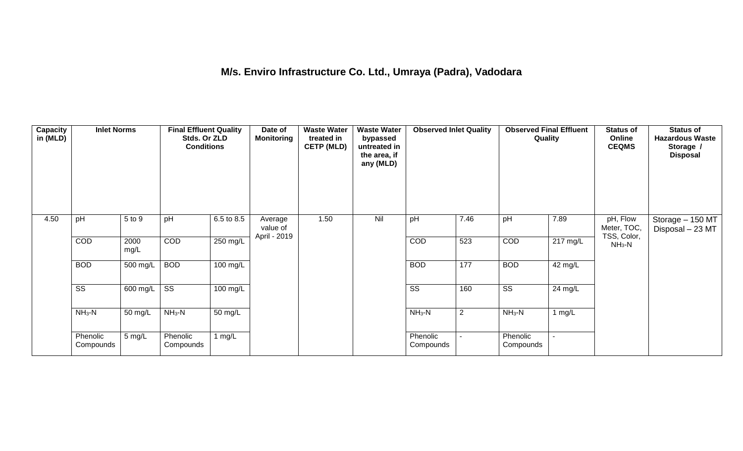**M/s. Enviro Infrastructure Co. Ltd., Umraya (Padra), Vadodara**

| Capacity in (MLD) | Inlet Norms | | Final Effluent Quality Stds. Or ZLD Conditions | | Date of Monitoring | Waste Water treated in CETP (MLD) | Waste Water bypassed untreated in the area, if any (MLD) | Observed Inlet Quality | | Observed Final Effluent Quality | | Status of Online CEQMS | Status of Hazardous Waste Storage / Disposal |
|---|---|---|---|---|---|---|---|---|---|---|---|---|---|
| 4.50 | pH | 5 to 9 | pH | 6.5 to 8.5 | Average value of April - 2019 | 1.50 | Nil | pH | 7.46 | pH | 7.89 | pH, Flow Meter, TOC, TSS, Color, $NH_3$-N | Storage – 150 MT Disposal – 23 MT |
| | COD | 2000 mg/L | COD | 250 mg/L | | | | COD | 523 | COD | 217 mg/L | | |
| | BOD | 500 mg/L | BOD | 100 mg/L | | | | BOD | 177 | BOD | 42 mg/L | | |
| | SS | 600 mg/L | SS | 100 mg/L | | | | SS | 160 | SS | 24 mg/L | | |
| | $NH_3$-N | 50 mg/L | $NH_3$-N | 50 mg/L | | | | $NH_3$-N | 2 | $NH_3$-N | 1 mg/L | | |
| | Phenolic Compounds | 5 mg/L | Phenolic Compounds | 1 mg/L | | | | Phenolic Compounds | - | Phenolic Compounds | - | | |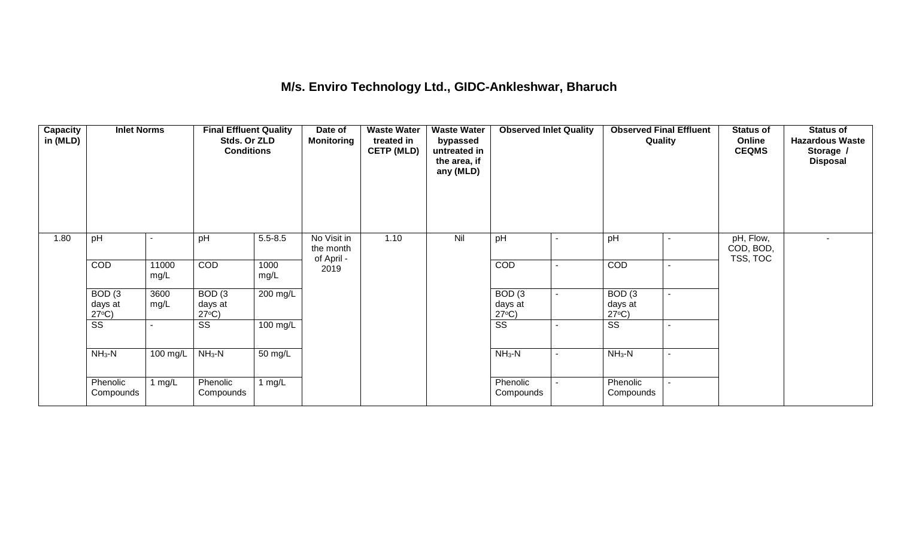# M/s. Enviro Technology Ltd., GIDC-Ankleshwar, Bharuch

| Capacity in (MLD) | Inlet Norms | | Final Effluent Quality Stds. Or ZLD Conditions | | Date of Monitoring | Waste Water treated in CETP (MLD) | Waste Water bypassed untreated in the area, if any (MLD) | Observed Inlet Quality | | Observed Final Effluent Quality | | Status of Online CEQMS | Status of Hazardous Waste Storage / Disposal |
|---|---|---|---|---|---|---|---|---|---|---|---|---|---|
| 1.80 | pH | - | pH | 5.5-8.5 | No Visit in the month of April - 2019 | 1.10 | Nil | pH | - | pH | - | pH, Flow, COD, BOD, TSS, TOC | - |
| | COD | 11000 mg/L | COD | 1000 mg/L | | | | COD | - | COD | - | | |
| | BOD (3 days at 27°C) | 3600 mg/L | BOD (3 days at 27°C) | 200 mg/L | | | | BOD (3 days at 27°C) | - | BOD (3 days at 27°C) | - | | |
| | SS | - | SS | 100 mg/L | | | | SS | - | SS | - | | |
| | $NH_3$-N | 100 mg/L | $NH_3$-N | 50 mg/L | | | | $NH_3$-N | - | $NH_3$-N | - | | |
| | Phenolic Compounds | 1 mg/L | Phenolic Compounds | 1 mg/L | | | | Phenolic Compounds | - | Phenolic Compounds | - | | |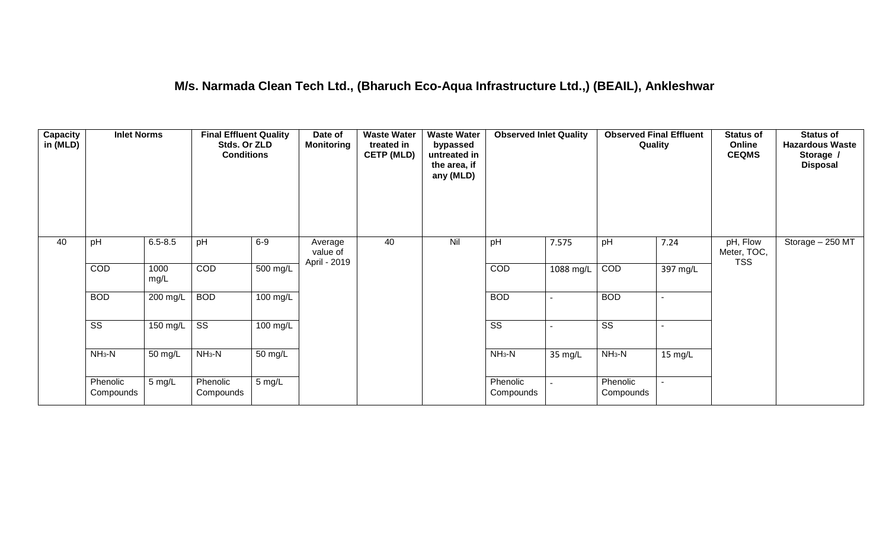## M/s. Narmada Clean Tech Ltd., (Bharuch Eco-Aqua Infrastructure Ltd.,) (BEAIL), Ankleshwar

| Capacity in (MLD) | Inlet Norms | | Final Effluent Quality Stds. Or ZLD Conditions | | Date of Monitoring | Waste Water treated in CETP (MLD) | Waste Water bypassed untreated in the area, if any (MLD) | Observed Inlet Quality | | Observed Final Effluent Quality | | Status of Online CEQMS | Status of Hazardous Waste Storage / Disposal |
|---|---|---|---|---|---|---|---|---|---|---|---|---|---|
| 40 | pH | 6.5-8.5 | pH | 6-9 | Average value of April - 2019 | 40 | Nil | pH | 7.575 | pH | 7.24 | pH, Flow Meter, TOC, TSS | Storage – 250 MT |
| | COD | 1000 mg/L | COD | 500 mg/L | | | | COD | 1088 mg/L | COD | 397 mg/L | | |
| | BOD | 200 mg/L | BOD | 100 mg/L | | | | BOD | - | BOD | - | | |
| | SS | 150 mg/L | SS | 100 mg/L | | | | SS | - | SS | - | | |
| | $NH_3$-N | 50 mg/L | $NH_3$-N | 50 mg/L | | | | $NH_3$-N | 35 mg/L | $NH_3$-N | 15 mg/L | | |
| | Phenolic Compounds | 5 mg/L | Phenolic Compounds | 5 mg/L | | | | Phenolic Compounds | - | Phenolic Compounds | - | | |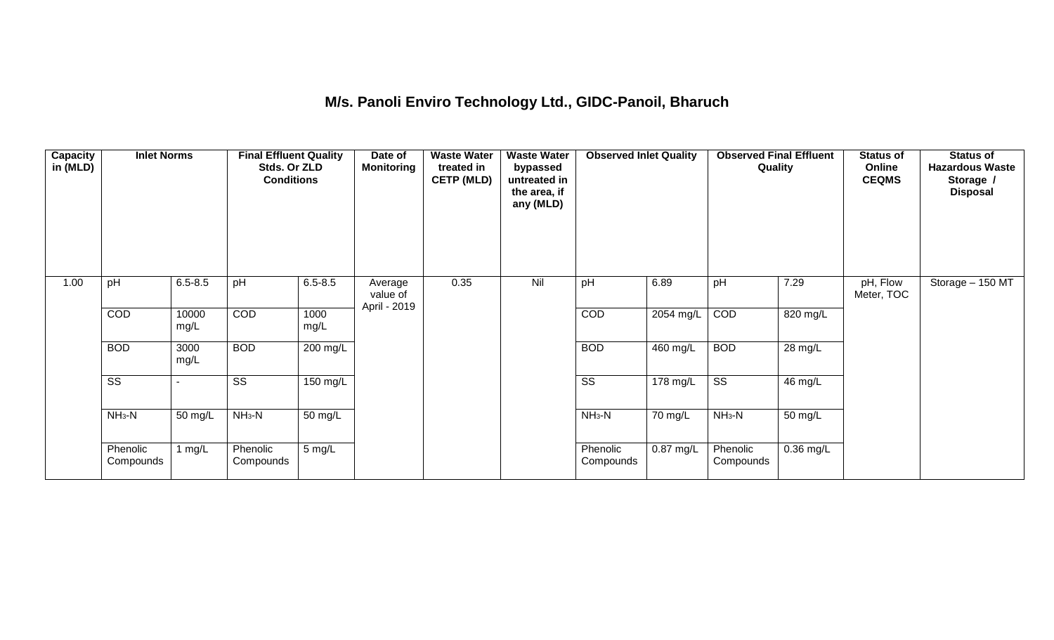## M/s. Panoli Enviro Technology Ltd., GIDC-Panoil, Bharuch

| Capacity in (MLD) | Inlet Norms | | Final Effluent Quality Stds. Or ZLD Conditions | | Date of Monitoring | Waste Water treated in CETP (MLD) | Waste Water bypassed untreated in the area, if any (MLD) | Observed Inlet Quality | | Observed Final Effluent Quality | | Status of Online CEQMS | Status of Hazardous Waste Storage / Disposal |
|---|---|---|---|---|---|---|---|---|---|---|---|---|---|
| 1.00 | pH | 6.5-8.5 | pH | 6.5-8.5 | Average value of April - 2019 | 0.35 | Nil | pH | 6.89 | pH | 7.29 | pH, Flow Meter, TOC | Storage – 150 MT |
| | COD | 10000 mg/L | COD | 1000 mg/L | | | | COD | 2054 mg/L | COD | 820 mg/L | | |
| | BOD | 3000 mg/L | BOD | 200 mg/L | | | | BOD | 460 mg/L | BOD | 28 mg/L | | |
| | SS | - | SS | 150 mg/L | | | | SS | 178 mg/L | SS | 46 mg/L | | |
| | $NH_3$-N | 50 mg/L | $NH_3$-N | 50 mg/L | | | | $NH_3$-N | 70 mg/L | $NH_3$-N | 50 mg/L | | |
| | Phenolic Compounds | 1 mg/L | Phenolic Compounds | 5 mg/L | | | | Phenolic Compounds | 0.87 mg/L | Phenolic Compounds | 0.36 mg/L | | |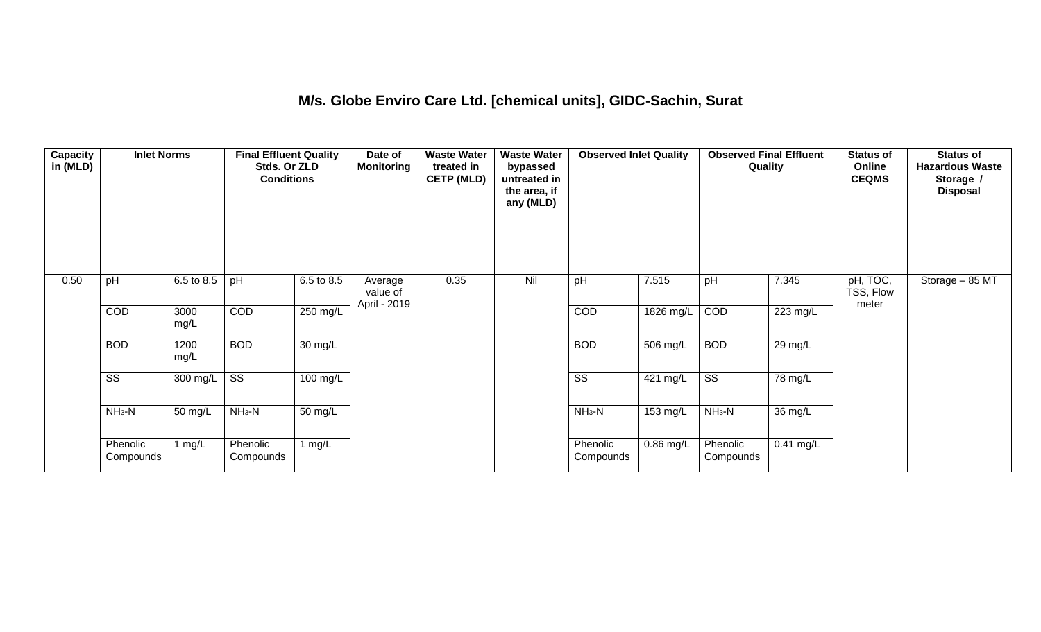# M/s. Globe Enviro Care Ltd. [chemical units], GIDC-Sachin, Surat

| Capacity in (MLD) | Inlet Norms | | Final Effluent Quality Stds. Or ZLD Conditions | | Date of Monitoring | Waste Water treated in CETP (MLD) | Waste Water bypassed untreated in the area, if any (MLD) | Observed Inlet Quality | | Observed Final Effluent Quality | | Status of Online CEQMS | Status of Hazardous Waste Storage / Disposal |
|---|---|---|---|---|---|---|---|---|---|---|---|---|---|
| 0.50 | pH | 6.5 to 8.5 | pH | 6.5 to 8.5 | Average value of April - 2019 | 0.35 | Nil | pH | 7.515 | pH | 7.345 | pH, TOC, TSS, Flow meter | Storage – 85 MT |
| | COD | 3000 mg/L | COD | 250 mg/L | | | | COD | 1826 mg/L | COD | 223 mg/L | | |
| | BOD | 1200 mg/L | BOD | 30 mg/L | | | | BOD | 506 mg/L | BOD | 29 mg/L | | |
| | SS | 300 mg/L | SS | 100 mg/L | | | | SS | 421 mg/L | SS | 78 mg/L | | |
| | $NH_3$-N | 50 mg/L | $NH_3$-N | 50 mg/L | | | | $NH_3$-N | 153 mg/L | $NH_3$-N | 36 mg/L | | |
| | Phenolic Compounds | 1 mg/L | Phenolic Compounds | 1 mg/L | | | | Phenolic Compounds | 0.86 mg/L | Phenolic Compounds | 0.41 mg/L | | |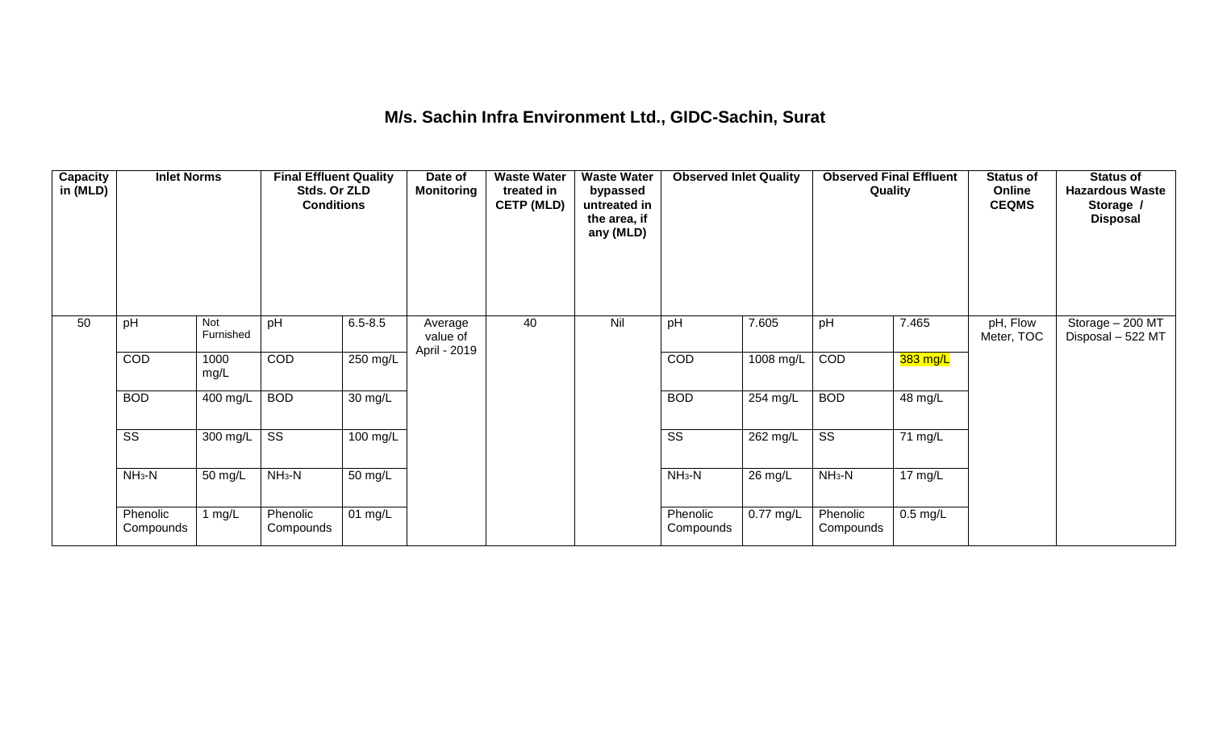# M/s. Sachin Infra Environment Ltd., GIDC-Sachin, Surat

| Capacity in (MLD) | Inlet Norms | | Final Effluent Quality Stds. Or ZLD Conditions | | Date of Monitoring | Waste Water treated in CETP (MLD) | Waste Water bypassed untreated in the area, if any (MLD) | Observed Inlet Quality | | Observed Final Effluent Quality | | Status of Online CEQMS | Status of Hazardous Waste Storage / Disposal |
|---|---|---|---|---|---|---|---|---|---|---|---|---|---|
| 50 | pH | Not Furnished | pH | 6.5-8.5 | Average value of April - 2019 | 40 | Nil | pH | 7.605 | pH | 7.465 | pH, Flow Meter, TOC | Storage – 200 MT Disposal – 522 MT |
| | COD | 1000 mg/L | COD | 250 mg/L | | | | COD | 1008 mg/L | COD | 383 mg/L | | |
| | BOD | 400 mg/L | BOD | 30 mg/L | | | | BOD | 254 mg/L | BOD | 48 mg/L | | |
| | SS | 300 mg/L | SS | 100 mg/L | | | | SS | 262 mg/L | SS | 71 mg/L | | |
| | $NH_3$-N | 50 mg/L | $NH_3$-N | 50 mg/L | | | | $NH_3$-N | 26 mg/L | $NH_3$-N | 17 mg/L | | |
| | Phenolic Compounds | 1 mg/L | Phenolic Compounds | 01 mg/L | | | | Phenolic Compounds | 0.77 mg/L | Phenolic Compounds | 0.5 mg/L | | |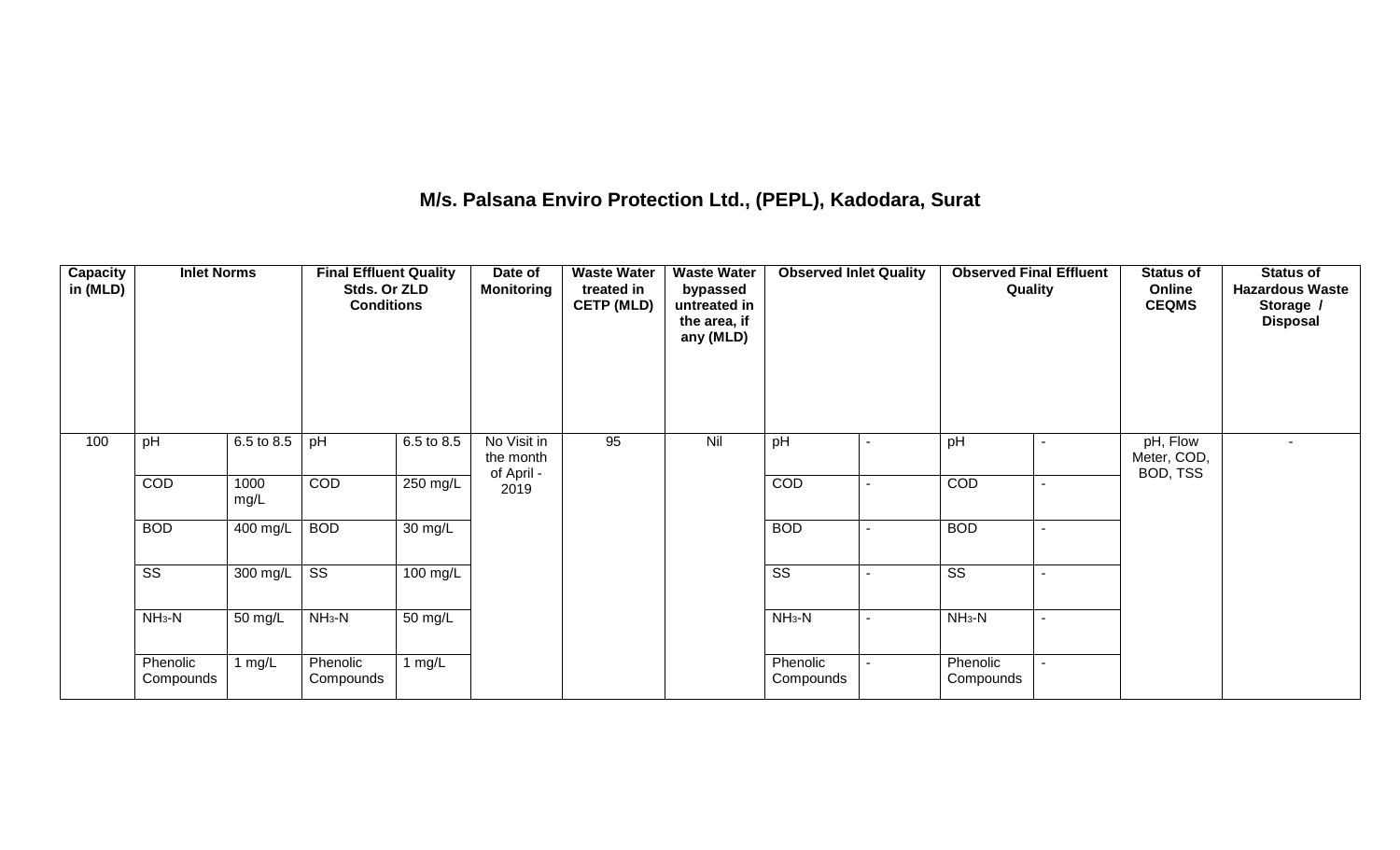## M/s. Palsana Enviro Protection Ltd., (PEPL), Kadodara, Surat

| Capacity in (MLD) | Inlet Norms | | Final Effluent Quality Stds. Or ZLD Conditions | | Date of Monitoring | Waste Water treated in CETP (MLD) | Waste Water bypassed untreated in the area, if any (MLD) | Observed Inlet Quality | | Observed Final Effluent Quality | | Status of Online CEQMS | Status of Hazardous Waste Storage / Disposal |
|---|---|---|---|---|---|---|---|---|---|---|---|---|---|
| 100 | pH | 6.5 to 8.5 | pH | 6.5 to 8.5 | No Visit in the month of April - 2019 | 95 | Nil | pH | - | pH | - | pH, Flow Meter, COD, BOD, TSS | - |
| | COD | 1000 mg/L | COD | 250 mg/L | | | | COD | - | COD | - | | |
| | BOD | 400 mg/L | BOD | 30 mg/L | | | | BOD | - | BOD | - | | |
| | SS | 300 mg/L | SS | 100 mg/L | | | | SS | - | SS | - | | |
| | $NH_3$-N | 50 mg/L | $NH_3$-N | 50 mg/L | | | | $NH_3$-N | - | $NH_3$-N | - | | |
| | Phenolic Compounds | 1 mg/L | Phenolic Compounds | 1 mg/L | | | | Phenolic Compounds | - | Phenolic Compounds | - | | |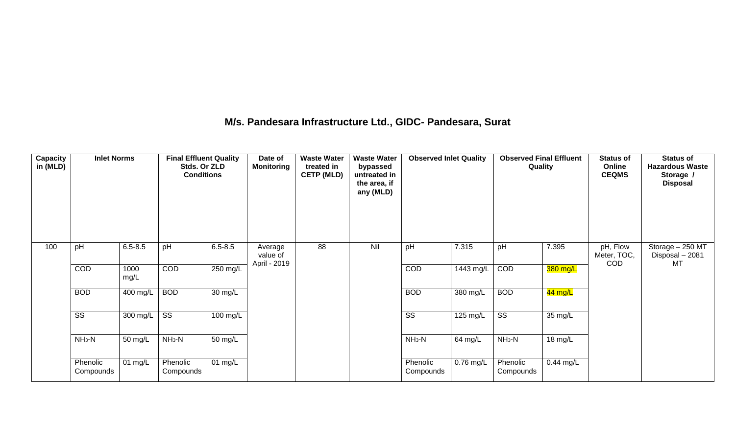## M/s. Pandesara Infrastructure Ltd., GIDC- Pandesara, Surat

| Capacity in (MLD) | Inlet Norms | | Final Effluent Quality Stds. Or ZLD Conditions | | Date of Monitoring | Waste Water treated in CETP (MLD) | Waste Water bypassed untreated in the area, if any (MLD) | Observed Inlet Quality | | Observed Final Effluent Quality | | Status of Online CEQMS | Status of Hazardous Waste Storage / Disposal |
|---|---|---|---|---|---|---|---|---|---|---|---|---|---|
| 100 | pH | 6.5-8.5 | pH | 6.5-8.5 | Average value of April - 2019 | 88 | Nil | pH | 7.315 | pH | 7.395 | pH, Flow Meter, TOC, COD | Storage – 250 MT Disposal – 2081 MT |
| | COD | 1000 mg/L | COD | 250 mg/L | | | | COD | 1443 mg/L | COD | 380 mg/L | | |
| | BOD | 400 mg/L | BOD | 30 mg/L | | | | BOD | 380 mg/L | BOD | 44 mg/L | | |
| | SS | 300 mg/L | SS | 100 mg/L | | | | SS | 125 mg/L | SS | 35 mg/L | | |
| | $NH_3$-N | 50 mg/L | $NH_3$-N | 50 mg/L | | | | $NH_3$-N | 64 mg/L | $NH_3$-N | 18 mg/L | | |
| | Phenolic Compounds | 01 mg/L | Phenolic Compounds | 01 mg/L | | | | Phenolic Compounds | 0.76 mg/L | Phenolic Compounds | 0.44 mg/L | | |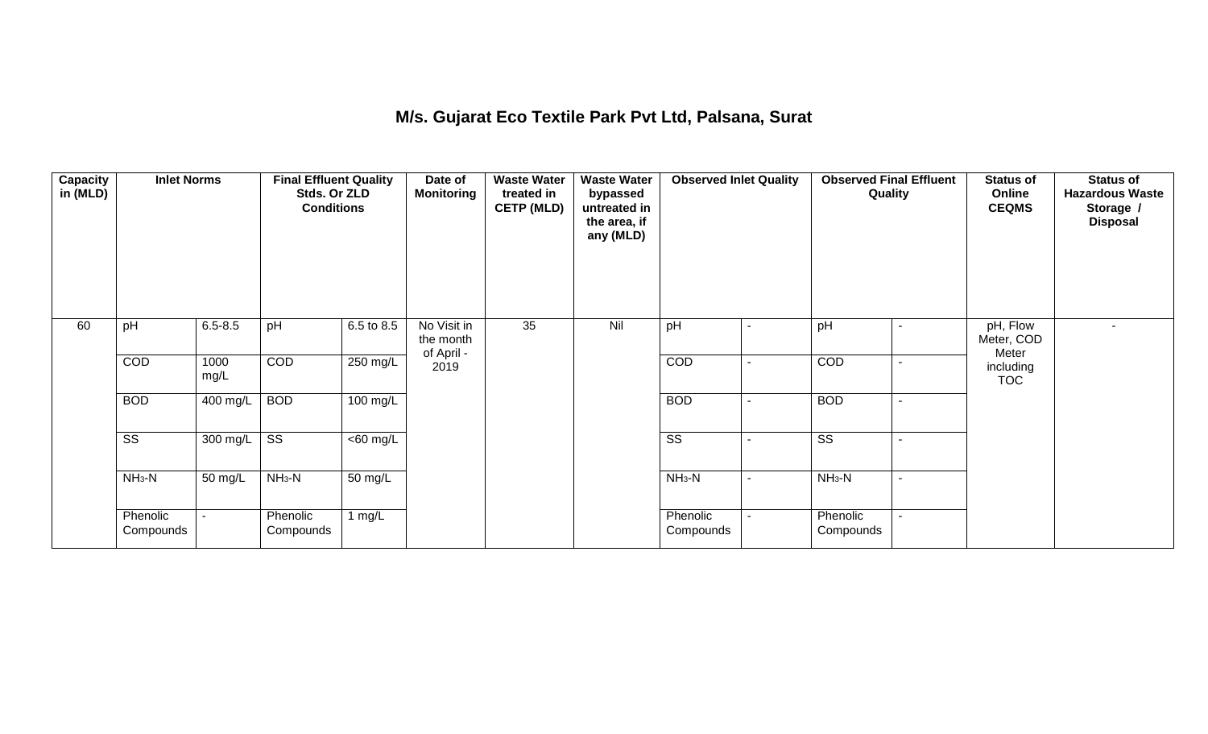# M/s. Gujarat Eco Textile Park Pvt Ltd, Palsana, Surat

| Capacity in (MLD) | Inlet Norms | | Final Effluent Quality Stds. Or ZLD Conditions | | Date of Monitoring | Waste Water treated in CETP (MLD) | Waste Water bypassed untreated in the area, if any (MLD) | Observed Inlet Quality | | Observed Final Effluent Quality | | Status of Online CEQMS | Status of Hazardous Waste Storage / Disposal |
|---|---|---|---|---|---|---|---|---|---|---|---|---|---|
| 60 | pH | 6.5-8.5 | pH | 6.5 to 8.5 | No Visit in the month of April - 2019 | 35 | Nil | pH | - | pH | - | pH, Flow Meter, COD Meter including TOC | - |
| | COD | 1000 mg/L | COD | 250 mg/L | | | | COD | - | COD | - | | |
| | BOD | 400 mg/L | BOD | 100 mg/L | | | | BOD | - | BOD | - | | |
| | SS | 300 mg/L | SS | <60 mg/L | | | | SS | - | SS | - | | |
| | $NH_3$-N | 50 mg/L | $NH_3$-N | 50 mg/L | | | | $NH_3$-N | - | $NH_3$-N | - | | |
| | Phenolic Compounds | - | Phenolic Compounds | 1 mg/L | | | | Phenolic Compounds | - | Phenolic Compounds | - | | |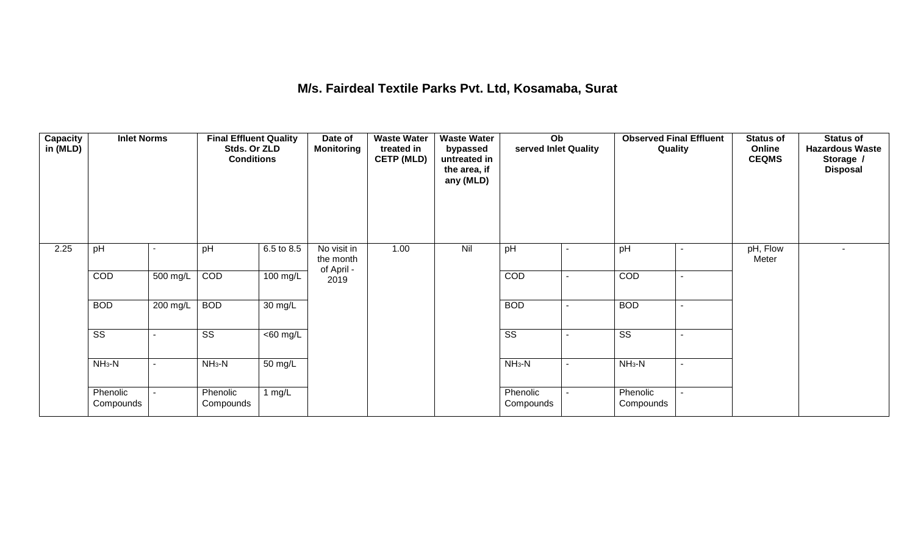# M/s. Fairdeal Textile Parks Pvt. Ltd, Kosamaba, Surat

| Capacity in (MLD) | Inlet Norms | | Final Effluent Quality Stds. Or ZLD Conditions | | Date of Monitoring | Waste Water treated in CETP (MLD) | Waste Water bypassed untreated in the area, if any (MLD) | Observed Inlet Quality | | Observed Final Effluent Quality | | Status of Online CEQMS | Status of Hazardous Waste Storage / Disposal |
|---|---|---|---|---|---|---|---|---|---|---|---|---|---|
| 2.25 | pH | - | pH | 6.5 to 8.5 | No visit in the month of April - 2019 | 1.00 | Nil | pH | - | pH | - | pH, Flow Meter | - |
| | COD | 500 mg/L | COD | 100 mg/L | | | | COD | - | COD | - | | |
| | BOD | 200 mg/L | BOD | 30 mg/L | | | | BOD | - | BOD | - | | |
| | SS | - | SS | <60 mg/L | | | | SS | - | SS | - | | |
| | $NH_3$-N | - | $NH_3$-N | 50 mg/L | | | | $NH_3$-N | - | $NH_3$-N | - | | |
| | Phenolic Compounds | - | Phenolic Compounds | 1 mg/L | | | | Phenolic Compounds | - | Phenolic Compounds | - | | |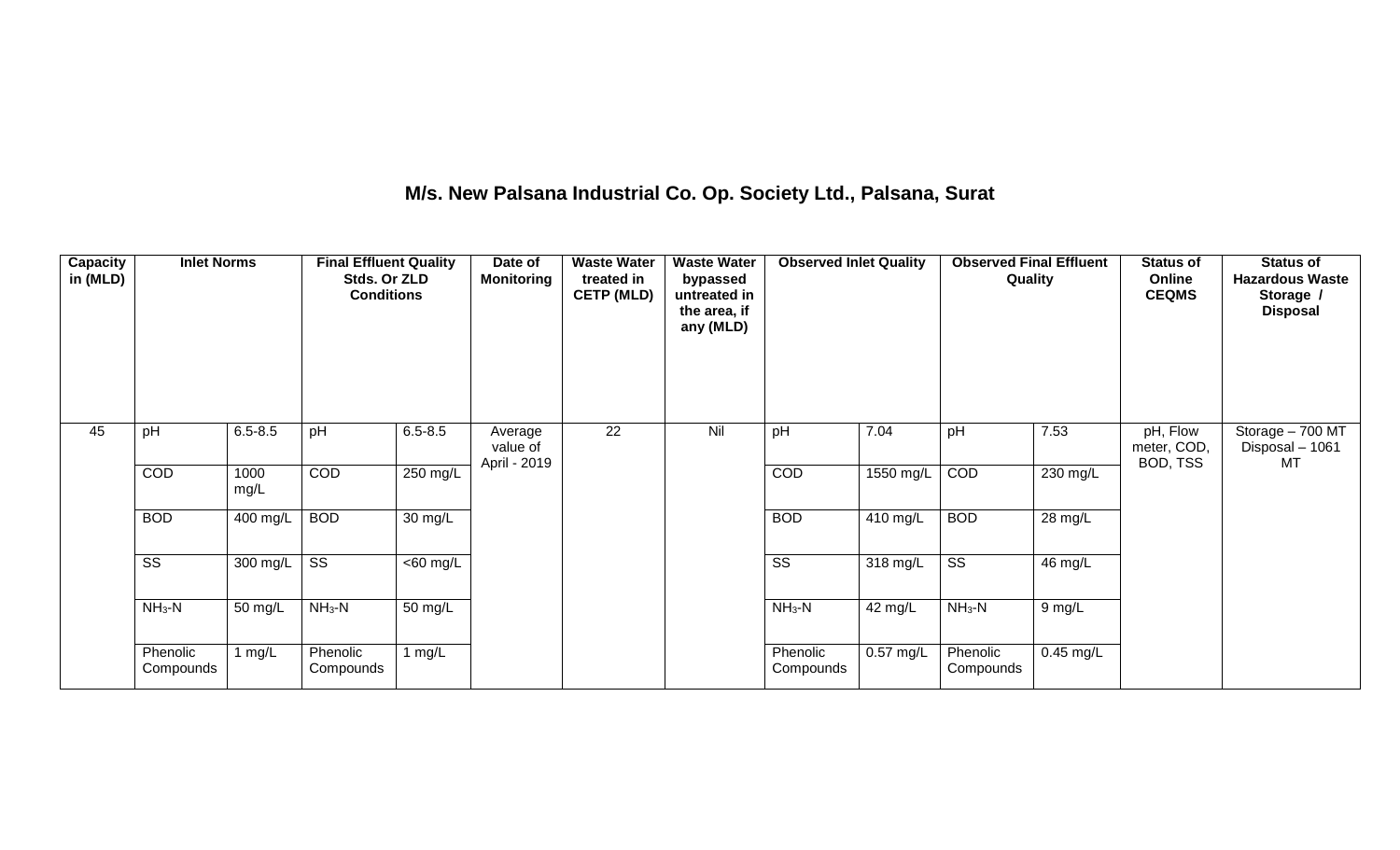**M/s. New Palsana Industrial Co. Op. Society Ltd., Palsana, Surat**

| Capacity in (MLD) | Inlet Norms | | Final Effluent Quality Stds. Or ZLD Conditions | | Date of Monitoring | Waste Water treated in CETP (MLD) | Waste Water bypassed untreated in the area, if any (MLD) | Observed Inlet Quality | | Observed Final Effluent Quality | | Status of Online CEQMS | Status of Hazardous Waste Storage / Disposal |
|---|---|---|---|---|---|---|---|---|---|---|---|---|---|
| 45 | pH | 6.5-8.5 | pH | 6.5-8.5 | Average value of April - 2019 | 22 | Nil | pH | 7.04 | pH | 7.53 | pH, Flow meter, COD, BOD, TSS | Storage – 700 MT Disposal – 1061 MT |
| | COD | 1000 mg/L | COD | 250 mg/L | | | | COD | 1550 mg/L | COD | 230 mg/L | | |
| | BOD | 400 mg/L | BOD | 30 mg/L | | | | BOD | 410 mg/L | BOD | 28 mg/L | | |
| | SS | 300 mg/L | SS | <60 mg/L | | | | SS | 318 mg/L | SS | 46 mg/L | | |
| | $NH_3$-N | 50 mg/L | $NH_3$-N | 50 mg/L | | | | $NH_3$-N | 42 mg/L | $NH_3$-N | 9 mg/L | | |
| | Phenolic Compounds | 1 mg/L | Phenolic Compounds | 1 mg/L | | | | Phenolic Compounds | 0.57 mg/L | Phenolic Compounds | 0.45 mg/L | | |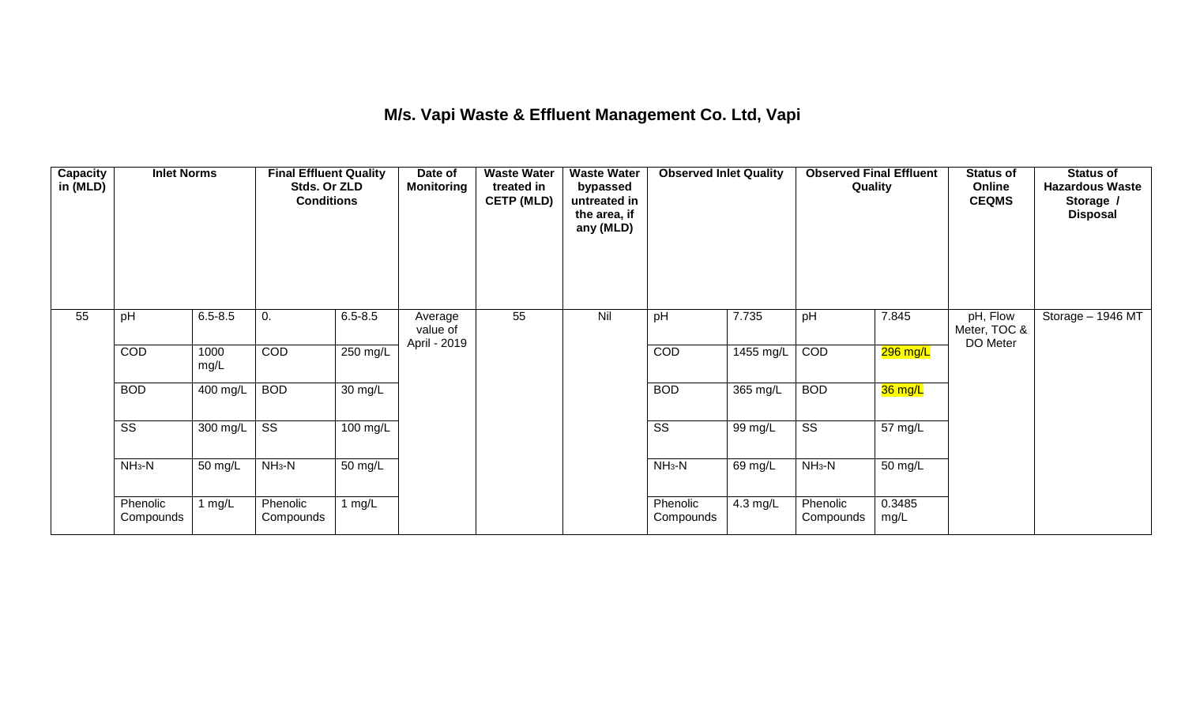# M/s. Vapi Waste & Effluent Management Co. Ltd, Vapi

| Capacity in (MLD) | Inlet Norms | | Final Effluent Quality Stds. Or ZLD Conditions | | Date of Monitoring | Waste Water treated in CETP (MLD) | Waste Water bypassed untreated in the area, if any (MLD) | Observed Inlet Quality | | Observed Final Effluent Quality | | Status of Online CEQMS | Status of Hazardous Waste Storage / Disposal |
|---|---|---|---|---|---|---|---|---|---|---|---|---|---|
| 55 | pH | 6.5-8.5 | 0. | 6.5-8.5 | Average value of April - 2019 | 55 | Nil | pH | 7.735 | pH | 7.845 | pH, Flow Meter, TOC & DO Meter | Storage – 1946 MT |
| | COD | 1000 mg/L | COD | 250 mg/L | | | | COD | 1455 mg/L | COD | 296 mg/L | | |
| | BOD | 400 mg/L | BOD | 30 mg/L | | | | BOD | 365 mg/L | BOD | 36 mg/L | | |
| | SS | 300 mg/L | SS | 100 mg/L | | | | SS | 99 mg/L | SS | 57 mg/L | | |
| | $NH_3$-N | 50 mg/L | $NH_3$-N | 50 mg/L | | | | $NH_3$-N | 69 mg/L | $NH_3$-N | 50 mg/L | | |
| | Phenolic Compounds | 1 mg/L | Phenolic Compounds | 1 mg/L | | | | Phenolic Compounds | 4.3 mg/L | Phenolic Compounds | 0.3485 mg/L | | |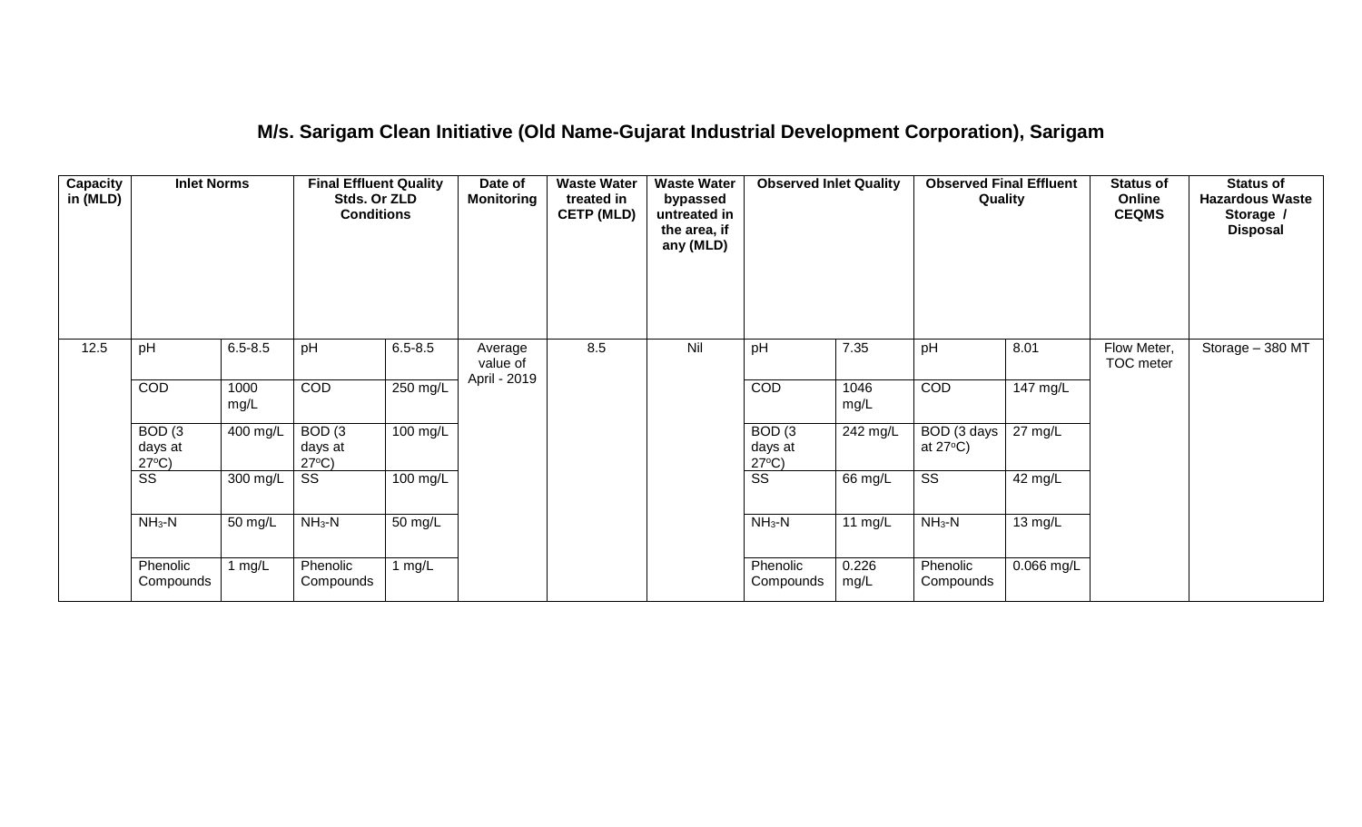## M/s. Sarigam Clean Initiative (Old Name-Gujarat Industrial Development Corporation), Sarigam

| Capacity in (MLD) | Inlet Norms | | Final Effluent Quality Stds. Or ZLD Conditions | | Date of Monitoring | Waste Water treated in CETP (MLD) | Waste Water bypassed untreated in the area, if any (MLD) | Observed Inlet Quality | | Observed Final Effluent Quality | | Status of Online CEQMS | Status of Hazardous Waste Storage / Disposal |
|---|---|---|---|---|---|---|---|---|---|---|---|---|---|
| 12.5 | pH | 6.5-8.5 | pH | 6.5-8.5 | Average value of April - 2019 | 8.5 | Nil | pH | 7.35 | pH | 8.01 | Flow Meter, TOC meter | Storage – 380 MT |
| | COD | 1000 mg/L | COD | 250 mg/L | | | | COD | 1046 mg/L | COD | 147 mg/L | | |
| | BOD (3 days at 27°C) | 400 mg/L | BOD (3 days at 27°C) | 100 mg/L | | | | BOD (3 days at 27°C) | 242 mg/L | BOD (3 days at 27°C) | 27 mg/L | | |
| | SS | 300 mg/L | SS | 100 mg/L | | | | SS | 66 mg/L | SS | 42 mg/L | | |
| | $NH_3$-N | 50 mg/L | $NH_3$-N | 50 mg/L | | | | $NH_3$-N | 11 mg/L | $NH_3$-N | 13 mg/L | | |
| | Phenolic Compounds | 1 mg/L | Phenolic Compounds | 1 mg/L | | | | Phenolic Compounds | 0.226 mg/L | Phenolic Compounds | 0.066 mg/L | | |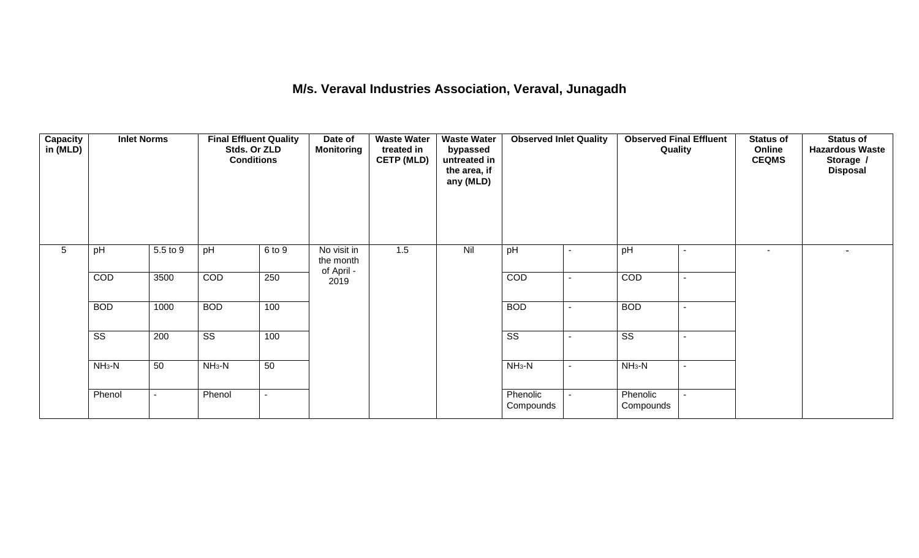## M/s. Veraval Industries Association, Veraval, Junagadh

| Capacity in (MLD) | Inlet Norms | | Final Effluent Quality Stds. Or ZLD Conditions | | Date of Monitoring | Waste Water treated in CETP (MLD) | Waste Water bypassed untreated in the area, if any (MLD) | Observed Inlet Quality | | Observed Final Effluent Quality | | Status of Online CEQMS | Status of Hazardous Waste Storage / Disposal |
|---|---|---|---|---|---|---|---|---|---|---|---|---|---|
| 5 | pH | 5.5 to 9 | pH | 6 to 9 | No visit in the month of April - 2019 | 1.5 | Nil | pH | - | pH | - | - | - |
| | COD | 3500 | COD | 250 | | | | COD | - | COD | - | | |
| | BOD | 1000 | BOD | 100 | | | | BOD | - | BOD | - | | |
| | SS | 200 | SS | 100 | | | | SS | - | SS | - | | |
| | $NH_3$-N | 50 | $NH_3$-N | 50 | | | | $NH_3$-N | - | $NH_3$-N | - | | |
| | Phenol | - | Phenol | - | | | | Phenolic Compounds | - | Phenolic Compounds | - | | |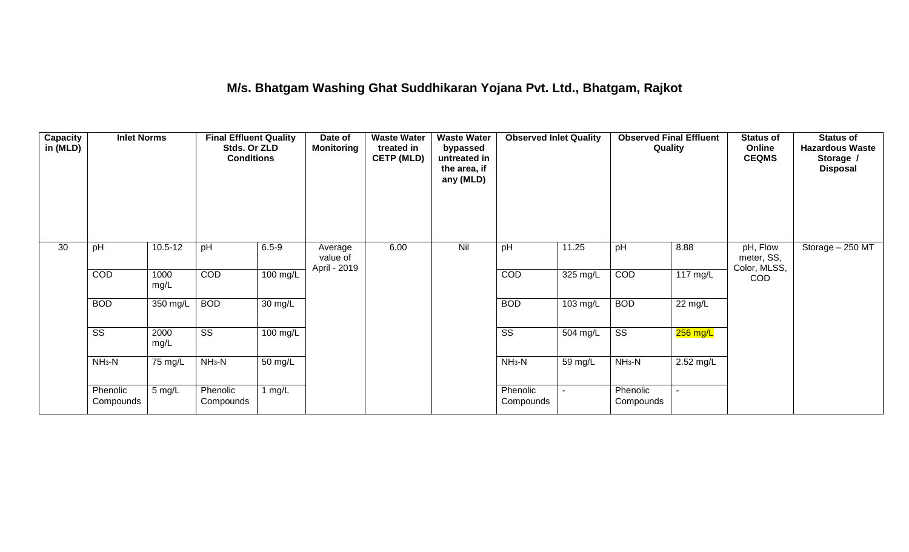## M/s. Bhatgam Washing Ghat Suddhikaran Yojana Pvt. Ltd., Bhatgam, Rajkot

| Capacity in (MLD) | Inlet Norms | | Final Effluent Quality Stds. Or ZLD Conditions | | Date of Monitoring | Waste Water treated in CETP (MLD) | Waste Water bypassed untreated in the area, if any (MLD) | Observed Inlet Quality | | Observed Final Effluent Quality | | Status of Online CEQMS | Status of Hazardous Waste Storage / Disposal |
|---|---|---|---|---|---|---|---|---|---|---|---|---|---|
| 30 | pH | 10.5-12 | pH | 6.5-9 | Average value of April - 2019 | 6.00 | Nil | pH | 11.25 | pH | 8.88 | pH, Flow meter, SS, Color, MLSS, COD | Storage – 250 MT |
| | COD | 1000 mg/L | COD | 100 mg/L | | | | COD | 325 mg/L | COD | 117 mg/L | | |
| | BOD | 350 mg/L | BOD | 30 mg/L | | | | BOD | 103 mg/L | BOD | 22 mg/L | | |
| | SS | 2000 mg/L | SS | 100 mg/L | | | | SS | 504 mg/L | SS | 256 mg/L | | |
| | $NH_3$-N | 75 mg/L | $NH_3$-N | 50 mg/L | | | | $NH_3$-N | 59 mg/L | $NH_3$-N | 2.52 mg/L | | |
| | Phenolic Compounds | 5 mg/L | Phenolic Compounds | 1 mg/L | | | | Phenolic Compounds | - | Phenolic Compounds | - | | |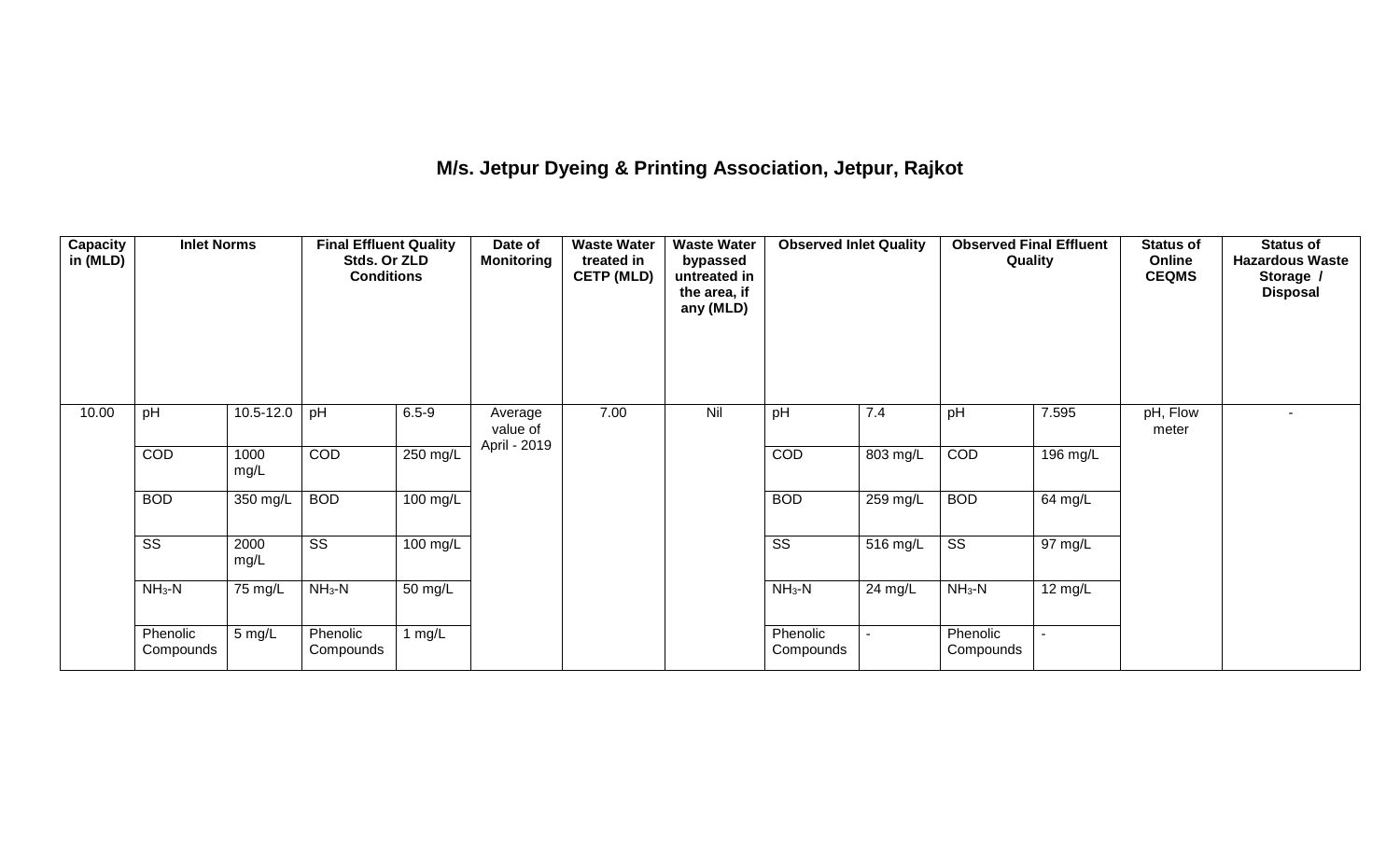## M/s. Jetpur Dyeing & Printing Association, Jetpur, Rajkot

| Capacity in (MLD) | Inlet Norms | | Final Effluent Quality Stds. Or ZLD Conditions | | Date of Monitoring | Waste Water treated in CETP (MLD) | Waste Water bypassed untreated in the area, if any (MLD) | Observed Inlet Quality | | Observed Final Effluent Quality | | Status of Online CEQMS | Status of Hazardous Waste Storage / Disposal |
|---|---|---|---|---|---|---|---|---|---|---|---|---|---|
| 10.00 | pH | 10.5-12.0 | pH | 6.5-9 | Average value of April - 2019 | 7.00 | Nil | pH | 7.4 | pH | 7.595 | pH, Flow meter | - |
| | COD | 1000 mg/L | COD | 250 mg/L | | | | COD | 803 mg/L | COD | 196 mg/L | | |
| | BOD | 350 mg/L | BOD | 100 mg/L | | | | BOD | 259 mg/L | BOD | 64 mg/L | | |
| | SS | 2000 mg/L | SS | 100 mg/L | | | | SS | 516 mg/L | SS | 97 mg/L | | |
| | $NH_3$-N | 75 mg/L | $NH_3$-N | 50 mg/L | | | | $NH_3$-N | 24 mg/L | $NH_3$-N | 12 mg/L | | |
| | Phenolic Compounds | 5 mg/L | Phenolic Compounds | 1 mg/L | | | | Phenolic Compounds | - | Phenolic Compounds | - | | |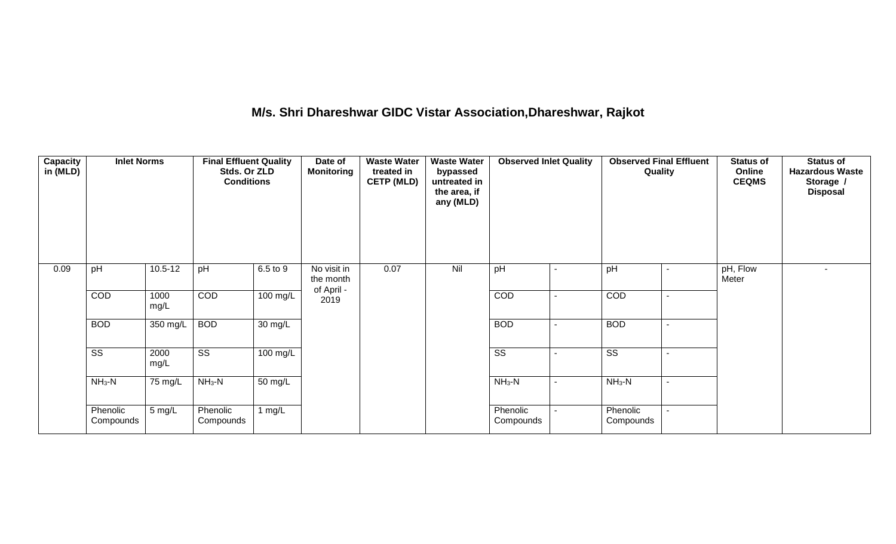## M/s. Shri Dhareshwar GIDC Vistar Association,Dhareshwar, Rajkot

| Capacity in (MLD) | Inlet Norms | | Final Effluent Quality Stds. Or ZLD Conditions | | Date of Monitoring | Waste Water treated in CETP (MLD) | Waste Water bypassed untreated in the area, if any (MLD) | Observed Inlet Quality | | Observed Final Effluent Quality | | Status of Online CEQMS | Status of Hazardous Waste Storage / Disposal |
|---|---|---|---|---|---|---|---|---|---|---|---|---|---|
| 0.09 | pH | 10.5-12 | pH | 6.5 to 9 | No visit in the month of April - 2019 | 0.07 | Nil | pH | - | pH | - | pH, Flow Meter | - |
| | COD | 1000 mg/L | COD | 100 mg/L | | | | COD | - | COD | - | | |
| | BOD | 350 mg/L | BOD | 30 mg/L | | | | BOD | - | BOD | - | | |
| | SS | 2000 mg/L | SS | 100 mg/L | | | | SS | - | SS | - | | |
| | $NH_3$-N | 75 mg/L | $NH_3$-N | 50 mg/L | | | | $NH_3$-N | - | $NH_3$-N | - | | |
| | Phenolic Compounds | 5 mg/L | Phenolic Compounds | 1 mg/L | | | | Phenolic Compounds | - | Phenolic Compounds | - | | |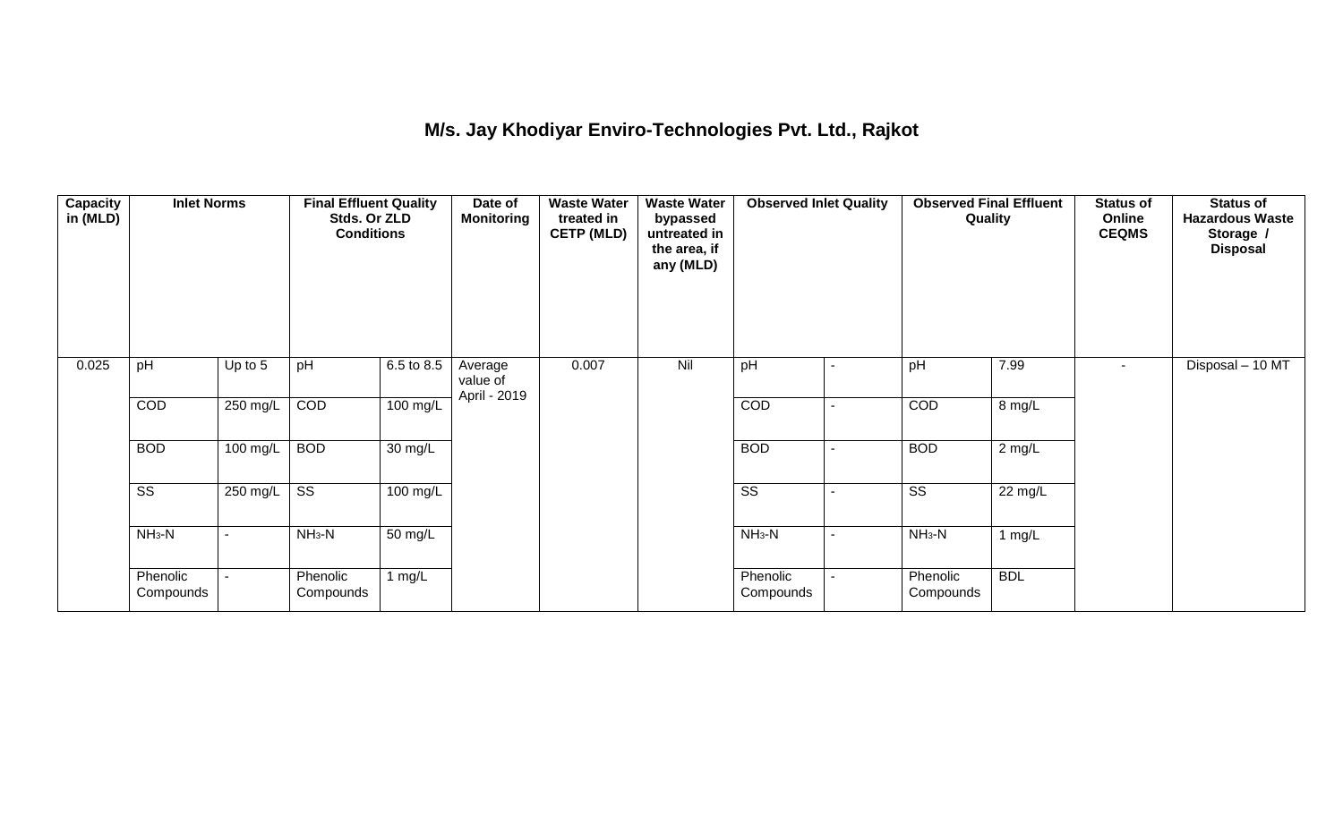# M/s. Jay Khodiyar Enviro-Technologies Pvt. Ltd., Rajkot

| Capacity in (MLD) | Inlet Norms | | Final Effluent Quality Stds. Or ZLD Conditions | | Date of Monitoring | Waste Water treated in CETP (MLD) | Waste Water bypassed untreated in the area, if any (MLD) | Observed Inlet Quality | | Observed Final Effluent Quality | | Status of Online CEQMS | Status of Hazardous Waste Storage / Disposal |
|---|---|---|---|---|---|---|---|---|---|---|---|---|---|
| 0.025 | pH | Up to 5 | pH | 6.5 to 8.5 | Average value of April - 2019 | 0.007 | Nil | pH | - | pH | 7.99 | - | Disposal – 10 MT |
| | COD | 250 mg/L | COD | 100 mg/L | | | | COD | - | COD | 8 mg/L | | |
| | BOD | 100 mg/L | BOD | 30 mg/L | | | | BOD | - | BOD | 2 mg/L | | |
| | SS | 250 mg/L | SS | 100 mg/L | | | | SS | - | SS | 22 mg/L | | |
| | $NH_3$-N | - | $NH_3$-N | 50 mg/L | | | | $NH_3$-N | - | $NH_3$-N | 1 mg/L | | |
| | Phenolic Compounds | - | Phenolic Compounds | 1 mg/L | | | | Phenolic Compounds | - | Phenolic Compounds | BDL | | |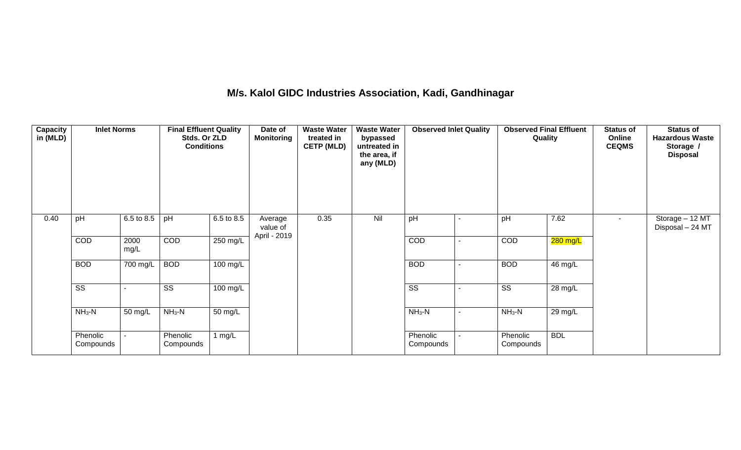# M/s. Kalol GIDC Industries Association, Kadi, Gandhinagar

| Capacity in (MLD) | Inlet Norms | | Final Effluent Quality Stds. Or ZLD Conditions | | Date of Monitoring | Waste Water treated in CETP (MLD) | Waste Water bypassed untreated in the area, if any (MLD) | Observed Inlet Quality | | Observed Final Effluent Quality | | Status of Online CEQMS | Status of Hazardous Waste Storage / Disposal |
|---|---|---|---|---|---|---|---|---|---|---|---|---|---|
| 0.40 | pH | 6.5 to 8.5 | pH | 6.5 to 8.5 | Average value of April - 2019 | 0.35 | Nil | pH | - | pH | 7.62 | - | Storage – 12 MT Disposal – 24 MT |
| | COD | 2000 mg/L | COD | 250 mg/L | | | | COD | - | COD | 280 mg/L | | |
| | BOD | 700 mg/L | BOD | 100 mg/L | | | | BOD | - | BOD | 46 mg/L | | |
| | SS | - | SS | 100 mg/L | | | | SS | - | SS | 28 mg/L | | |
| | $NH_3$-N | 50 mg/L | $NH_3$-N | 50 mg/L | | | | $NH_3$-N | - | $NH_3$-N | 29 mg/L | | |
| | Phenolic Compounds | - | Phenolic Compounds | 1 mg/L | | | | Phenolic Compounds | - | Phenolic Compounds | BDL | | |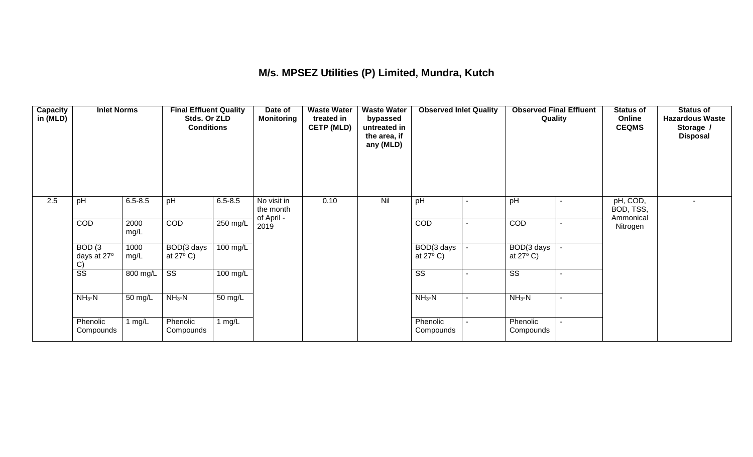## M/s. MPSEZ Utilities (P) Limited, Mundra, Kutch

| Capacity in (MLD) | Inlet Norms | | Final Effluent Quality Stds. Or ZLD Conditions | | Date of Monitoring | Waste Water treated in CETP (MLD) | Waste Water bypassed untreated in the area, if any (MLD) | Observed Inlet Quality | | Observed Final Effluent Quality | | Status of Online CEQMS | Status of Hazardous Waste Storage / Disposal |
|---|---|---|---|---|---|---|---|---|---|---|---|---|---|
| 2.5 | pH | 6.5-8.5 | pH | 6.5-8.5 | No visit in the month of April - 2019 | 0.10 | Nil | pH | - | pH | - | pH, COD, BOD, TSS, Ammonical Nitrogen | - |
| | COD | 2000 mg/L | COD | 250 mg/L | | | | COD | - | COD | - | | |
| | BOD (3 days at 27° C) | 1000 mg/L | BOD(3 days at 27° C) | 100 mg/L | | | | BOD(3 days at 27° C) | - | BOD(3 days at 27° C) | - | | |
| | SS | 800 mg/L | SS | 100 mg/L | | | | SS | - | SS | - | | |
| | $NH_3$-N | 50 mg/L | $NH_3$-N | 50 mg/L | | | | $NH_3$-N | - | $NH_3$-N | - | | |
| | Phenolic Compounds | 1 mg/L | Phenolic Compounds | 1 mg/L | | | | Phenolic Compounds | - | Phenolic Compounds | - | | |